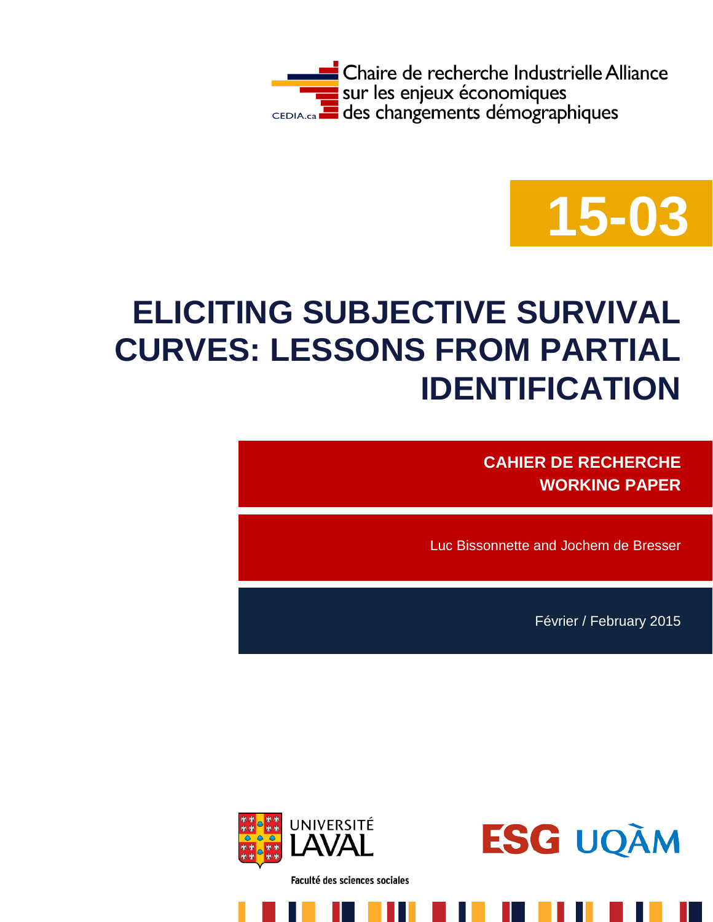Chaire de recherche Industrielle Alliance
sur les enjeux économiques
des changements démographiques

CEDIA.ca

**15-03**

# ELICITING SUBJECTIVE SURVIVAL CURVES: LESSONS FROM PARTIAL IDENTIFICATION

**CAHIER DE RECHERCHE**
**WORKING PAPER**

Luc Bissonnette and Jochem de Bresser

Février / February 2015

UNIVERSITÉ LAVAL
Faculté des sciences sociales

ESG UQÀM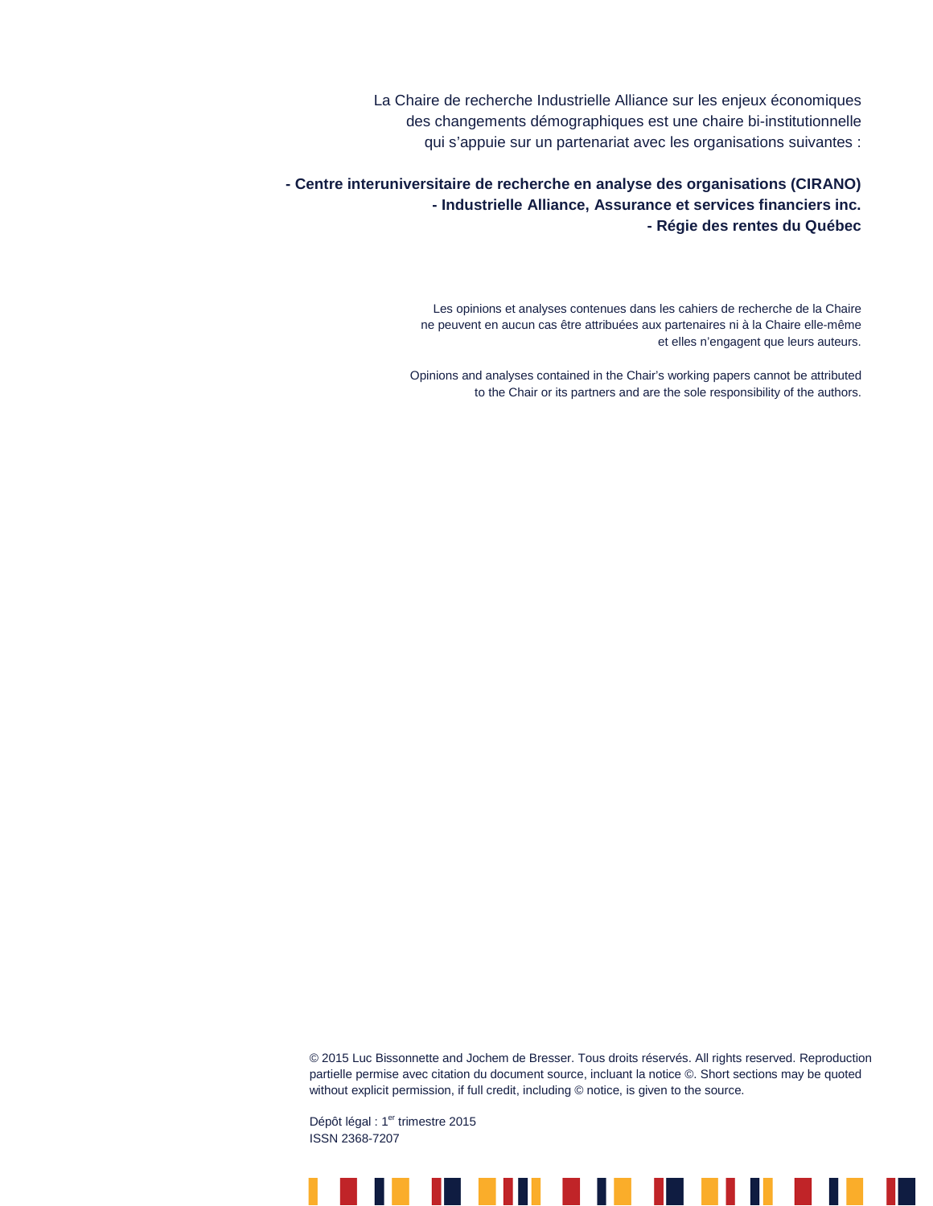La Chaire de recherche Industrielle Alliance sur les enjeux économiques des changements démographiques est une chaire bi-institutionnelle qui s'appuie sur un partenariat avec les organisations suivantes :

**- Centre interuniversitaire de recherche en analyse des organisations (CIRANO)**
**- Industrielle Alliance, Assurance et services financiers inc.**
**- Régie des rentes du Québec**

Les opinions et analyses contenues dans les cahiers de recherche de la Chaire ne peuvent en aucun cas être attribuées aux partenaires ni à la Chaire elle-même et elles n'engagent que leurs auteurs.

Opinions and analyses contained in the Chair's working papers cannot be attributed to the Chair or its partners and are the sole responsibility of the authors.

© 2015 Luc Bissonnette and Jochem de Bresser. Tous droits réservés. All rights reserved. Reproduction partielle permise avec citation du document source, incluant la notice ©. Short sections may be quoted without explicit permission, if full credit, including © notice, is given to the source.

Dépôt légal : 1er trimestre 2015
ISSN 2368-7207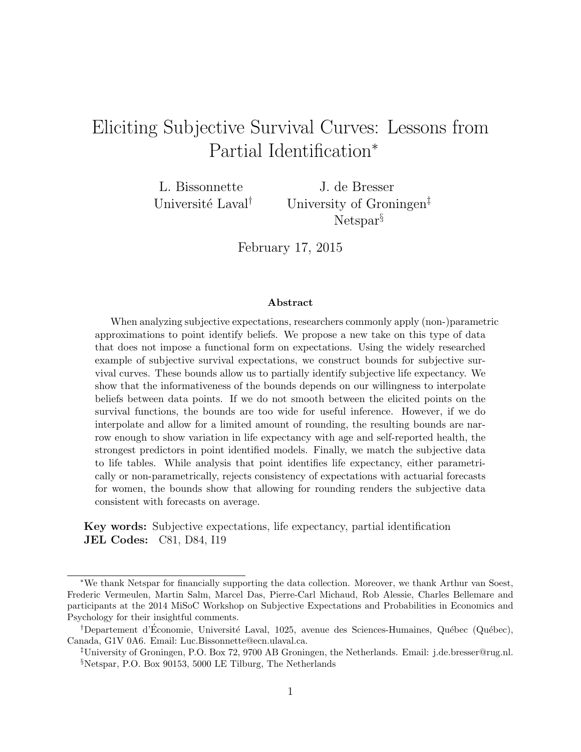# Eliciting Subjective Survival Curves: Lessons from Partial Identification*

L. Bissonnette  
Université Laval[†]

J. de Bresser  
University of Groningen[‡]  
Netspar[§]

February 17, 2015

### Abstract

When analyzing subjective expectations, researchers commonly apply (non-)parametric approximations to point identify beliefs. We propose a new take on this type of data that does not impose a functional form on expectations. Using the widely researched example of subjective survival expectations, we construct bounds for subjective survival curves. These bounds allow us to partially identify subjective life expectancy. We show that the informativeness of the bounds depends on our willingness to interpolate beliefs between data points. If we do not smooth between the elicited points on the survival functions, the bounds are too wide for useful inference. However, if we do interpolate and allow for a limited amount of rounding, the resulting bounds are narrow enough to show variation in life expectancy with age and self-reported health, the strongest predictors in point identified models. Finally, we match the subjective data to life tables. While analysis that point identifies life expectancy, either parametrically or non-parametrically, rejects consistency of expectations with actuarial forecasts for women, the bounds show that allowing for rounding renders the subjective data consistent with forecasts on average.

**Key words:** Subjective expectations, life expectancy, partial identification  
**JEL Codes:** C81, D84, I19

---

*We thank Netspar for financially supporting the data collection. Moreover, we thank Arthur van Soest, Frederic Vermeulen, Martin Salm, Marcel Das, Pierre-Carl Michaud, Rob Alessie, Charles Bellemare and participants at the 2014 MiSoC Workshop on Subjective Expectations and Probabilities in Economics and Psychology for their insightful comments.

[†]Departement d'Économie, Université Laval, 1025, avenue des Sciences-Humaines, Québec (Québec), Canada, G1V 0A6. Email: Luc.Bissonnette@ecn.ulaval.ca.

[‡]University of Groningen, P.O. Box 72, 9700 AB Groningen, the Netherlands. Email: j.de.bresser@rug.nl.

[§]Netspar, P.O. Box 90153, 5000 LE Tilburg, The Netherlands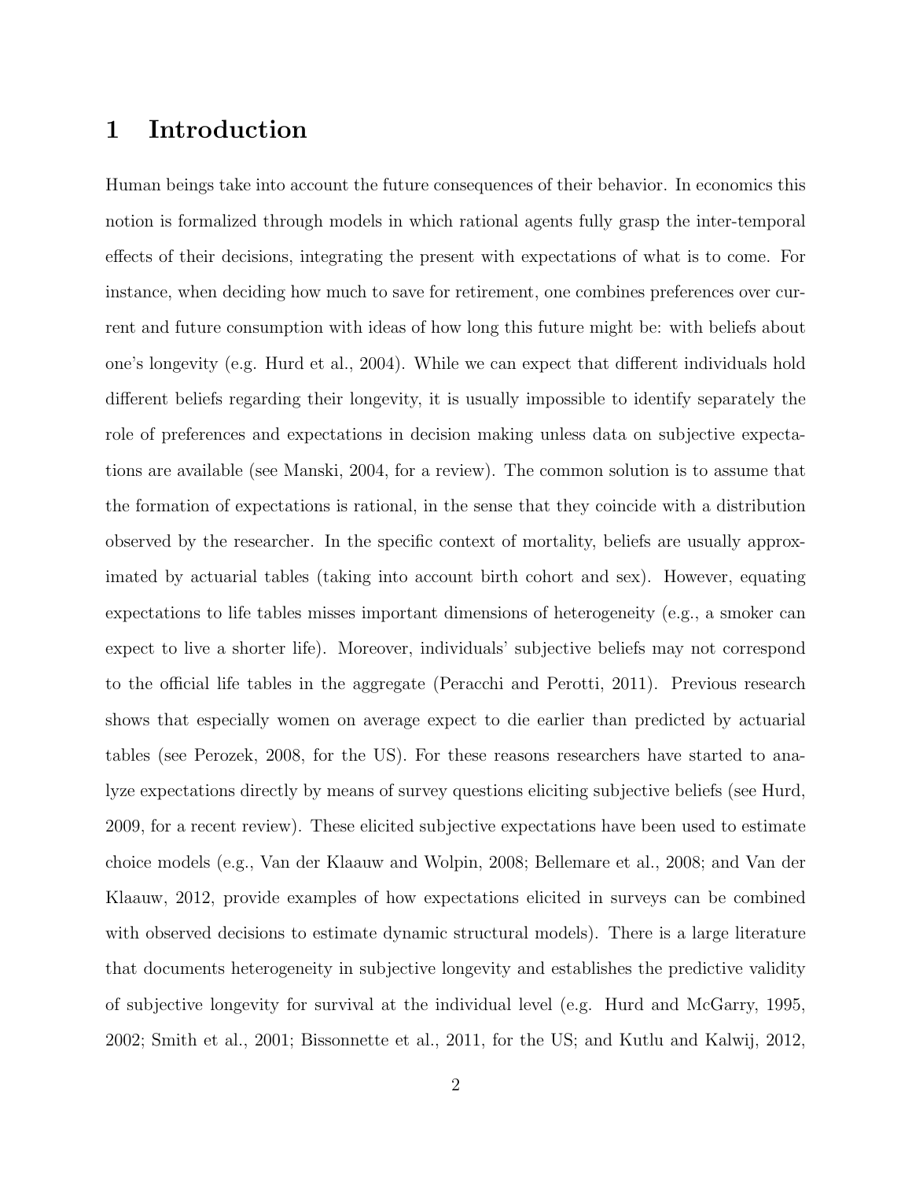# 1 Introduction

Human beings take into account the future consequences of their behavior. In economics this notion is formalized through models in which rational agents fully grasp the inter-temporal effects of their decisions, integrating the present with expectations of what is to come. For instance, when deciding how much to save for retirement, one combines preferences over current and future consumption with ideas of how long this future might be: with beliefs about one's longevity (e.g. Hurd et al., 2004). While we can expect that different individuals hold different beliefs regarding their longevity, it is usually impossible to identify separately the role of preferences and expectations in decision making unless data on subjective expectations are available (see Manski, 2004, for a review). The common solution is to assume that the formation of expectations is rational, in the sense that they coincide with a distribution observed by the researcher. In the specific context of mortality, beliefs are usually approximated by actuarial tables (taking into account birth cohort and sex). However, equating expectations to life tables misses important dimensions of heterogeneity (e.g., a smoker can expect to live a shorter life). Moreover, individuals' subjective beliefs may not correspond to the official life tables in the aggregate (Peracchi and Perotti, 2011). Previous research shows that especially women on average expect to die earlier than predicted by actuarial tables (see Perozek, 2008, for the US). For these reasons researchers have started to analyze expectations directly by means of survey questions eliciting subjective beliefs (see Hurd, 2009, for a recent review). These elicited subjective expectations have been used to estimate choice models (e.g., Van der Klaauw and Wolpin, 2008; Bellemare et al., 2008; and Van der Klaauw, 2012, provide examples of how expectations elicited in surveys can be combined with observed decisions to estimate dynamic structural models). There is a large literature that documents heterogeneity in subjective longevity and establishes the predictive validity of subjective longevity for survival at the individual level (e.g. Hurd and McGarry, 1995, 2002; Smith et al., 2001; Bissonnette et al., 2011, for the US; and Kutlu and Kalwij, 2012,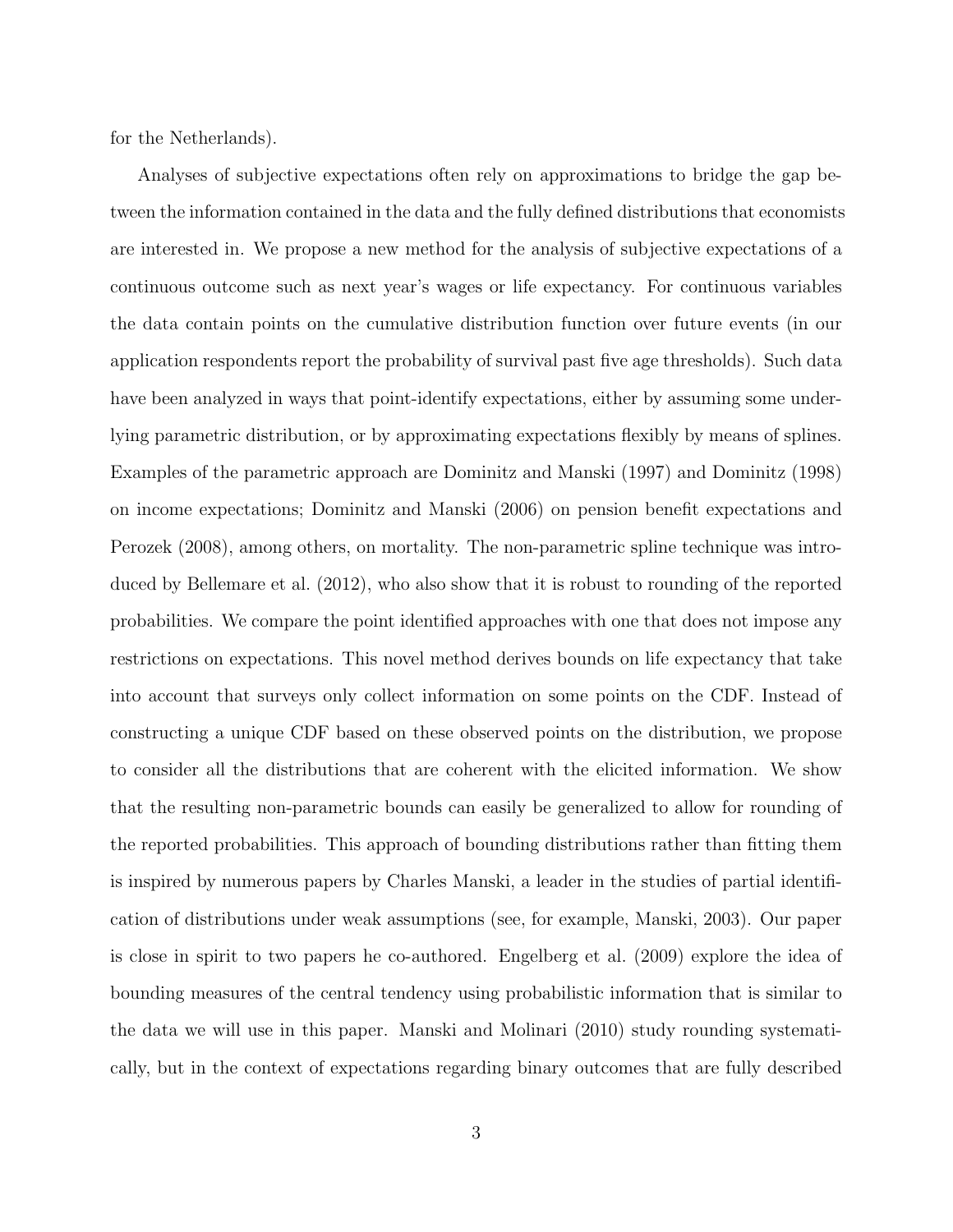for the Netherlands).

Analyses of subjective expectations often rely on approximations to bridge the gap between the information contained in the data and the fully defined distributions that economists are interested in. We propose a new method for the analysis of subjective expectations of a continuous outcome such as next year's wages or life expectancy. For continuous variables the data contain points on the cumulative distribution function over future events (in our application respondents report the probability of survival past five age thresholds). Such data have been analyzed in ways that point-identify expectations, either by assuming some underlying parametric distribution, or by approximating expectations flexibly by means of splines. Examples of the parametric approach are Dominitz and Manski (1997) and Dominitz (1998) on income expectations; Dominitz and Manski (2006) on pension benefit expectations and Perozek (2008), among others, on mortality. The non-parametric spline technique was introduced by Bellemare et al. (2012), who also show that it is robust to rounding of the reported probabilities. We compare the point identified approaches with one that does not impose any restrictions on expectations. This novel method derives bounds on life expectancy that take into account that surveys only collect information on some points on the CDF. Instead of constructing a unique CDF based on these observed points on the distribution, we propose to consider all the distributions that are coherent with the elicited information. We show that the resulting non-parametric bounds can easily be generalized to allow for rounding of the reported probabilities. This approach of bounding distributions rather than fitting them is inspired by numerous papers by Charles Manski, a leader in the studies of partial identification of distributions under weak assumptions (see, for example, Manski, 2003). Our paper is close in spirit to two papers he co-authored. Engelberg et al. (2009) explore the idea of bounding measures of the central tendency using probabilistic information that is similar to the data we will use in this paper. Manski and Molinari (2010) study rounding systematically, but in the context of expectations regarding binary outcomes that are fully described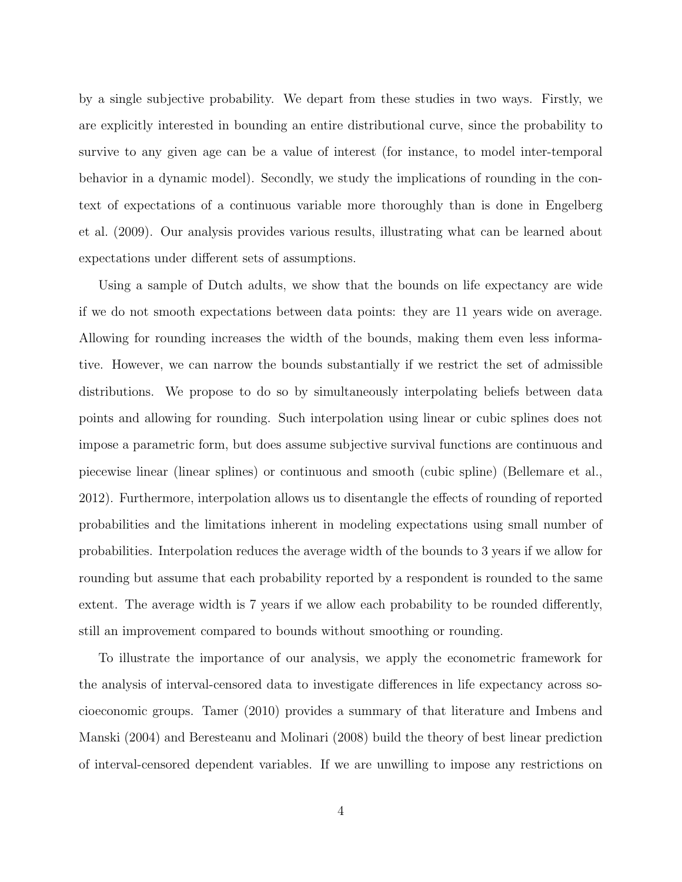by a single subjective probability. We depart from these studies in two ways. Firstly, we are explicitly interested in bounding an entire distributional curve, since the probability to survive to any given age can be a value of interest (for instance, to model inter-temporal behavior in a dynamic model). Secondly, we study the implications of rounding in the context of expectations of a continuous variable more thoroughly than is done in Engelberg et al. (2009). Our analysis provides various results, illustrating what can be learned about expectations under different sets of assumptions.

Using a sample of Dutch adults, we show that the bounds on life expectancy are wide if we do not smooth expectations between data points: they are 11 years wide on average. Allowing for rounding increases the width of the bounds, making them even less informative. However, we can narrow the bounds substantially if we restrict the set of admissible distributions. We propose to do so by simultaneously interpolating beliefs between data points and allowing for rounding. Such interpolation using linear or cubic splines does not impose a parametric form, but does assume subjective survival functions are continuous and piecewise linear (linear splines) or continuous and smooth (cubic spline) (Bellemare et al., 2012). Furthermore, interpolation allows us to disentangle the effects of rounding of reported probabilities and the limitations inherent in modeling expectations using small number of probabilities. Interpolation reduces the average width of the bounds to 3 years if we allow for rounding but assume that each probability reported by a respondent is rounded to the same extent. The average width is 7 years if we allow each probability to be rounded differently, still an improvement compared to bounds without smoothing or rounding.

To illustrate the importance of our analysis, we apply the econometric framework for the analysis of interval-censored data to investigate differences in life expectancy across socioeconomic groups. Tamer (2010) provides a summary of that literature and Imbens and Manski (2004) and Beresteanu and Molinari (2008) build the theory of best linear prediction of interval-censored dependent variables. If we are unwilling to impose any restrictions on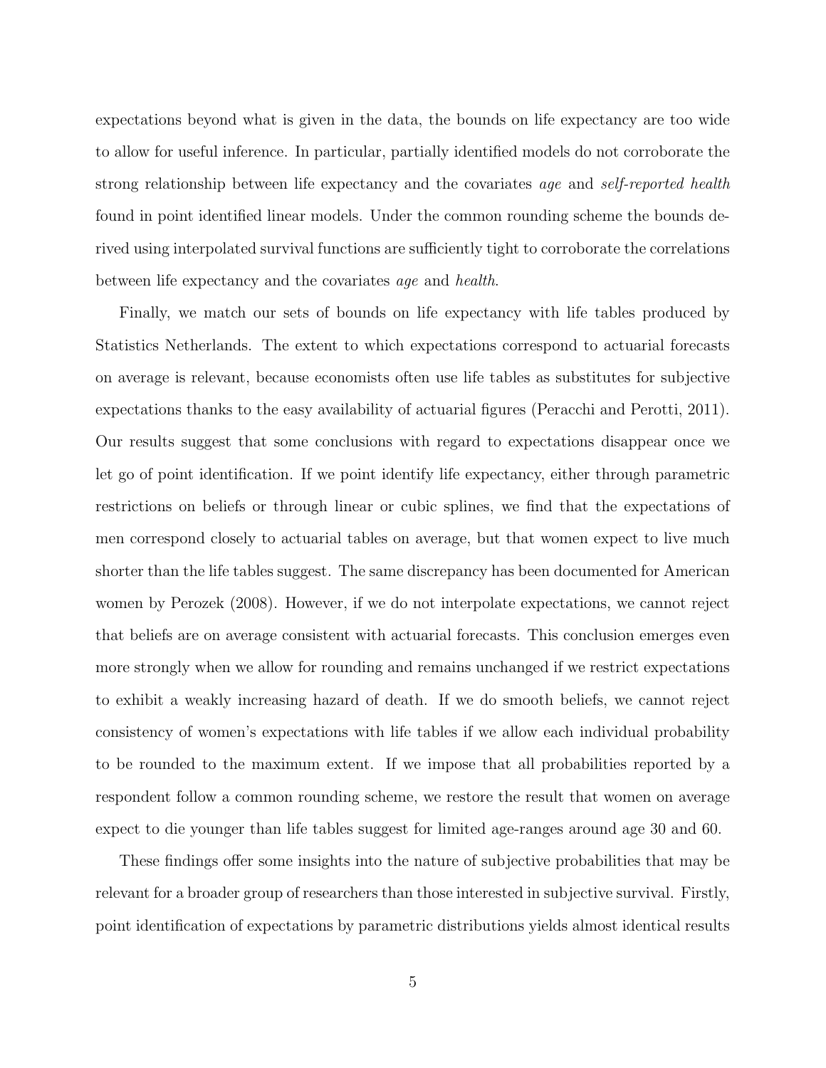expectations beyond what is given in the data, the bounds on life expectancy are too wide to allow for useful inference. In particular, partially identified models do not corroborate the strong relationship between life expectancy and the covariates *age* and *self-reported health* found in point identified linear models. Under the common rounding scheme the bounds derived using interpolated survival functions are sufficiently tight to corroborate the correlations between life expectancy and the covariates *age* and *health*.

Finally, we match our sets of bounds on life expectancy with life tables produced by Statistics Netherlands. The extent to which expectations correspond to actuarial forecasts on average is relevant, because economists often use life tables as substitutes for subjective expectations thanks to the easy availability of actuarial figures (Peracchi and Perotti, 2011). Our results suggest that some conclusions with regard to expectations disappear once we let go of point identification. If we point identify life expectancy, either through parametric restrictions on beliefs or through linear or cubic splines, we find that the expectations of men correspond closely to actuarial tables on average, but that women expect to live much shorter than the life tables suggest. The same discrepancy has been documented for American women by Perozek (2008). However, if we do not interpolate expectations, we cannot reject that beliefs are on average consistent with actuarial forecasts. This conclusion emerges even more strongly when we allow for rounding and remains unchanged if we restrict expectations to exhibit a weakly increasing hazard of death. If we do smooth beliefs, we cannot reject consistency of women's expectations with life tables if we allow each individual probability to be rounded to the maximum extent. If we impose that all probabilities reported by a respondent follow a common rounding scheme, we restore the result that women on average expect to die younger than life tables suggest for limited age-ranges around age 30 and 60.

These findings offer some insights into the nature of subjective probabilities that may be relevant for a broader group of researchers than those interested in subjective survival. Firstly, point identification of expectations by parametric distributions yields almost identical results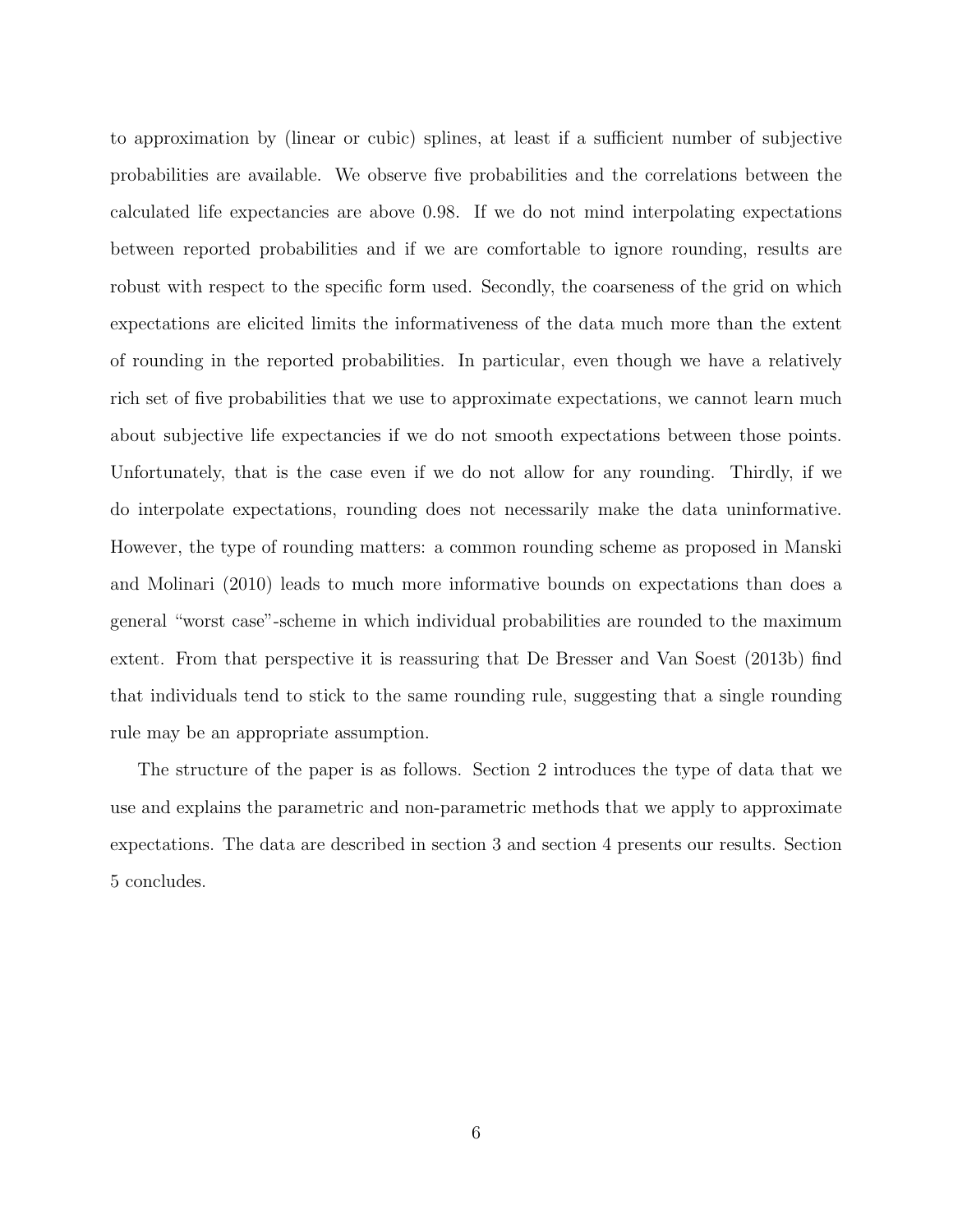to approximation by (linear or cubic) splines, at least if a sufficient number of subjective probabilities are available. We observe five probabilities and the correlations between the calculated life expectancies are above 0.98. If we do not mind interpolating expectations between reported probabilities and if we are comfortable to ignore rounding, results are robust with respect to the specific form used. Secondly, the coarseness of the grid on which expectations are elicited limits the informativeness of the data much more than the extent of rounding in the reported probabilities. In particular, even though we have a relatively rich set of five probabilities that we use to approximate expectations, we cannot learn much about subjective life expectancies if we do not smooth expectations between those points. Unfortunately, that is the case even if we do not allow for any rounding. Thirdly, if we do interpolate expectations, rounding does not necessarily make the data uninformative. However, the type of rounding matters: a common rounding scheme as proposed in Manski and Molinari (2010) leads to much more informative bounds on expectations than does a general "worst case"-scheme in which individual probabilities are rounded to the maximum extent. From that perspective it is reassuring that De Bresser and Van Soest (2013b) find that individuals tend to stick to the same rounding rule, suggesting that a single rounding rule may be an appropriate assumption.

The structure of the paper is as follows. Section 2 introduces the type of data that we use and explains the parametric and non-parametric methods that we apply to approximate expectations. The data are described in section 3 and section 4 presents our results. Section 5 concludes.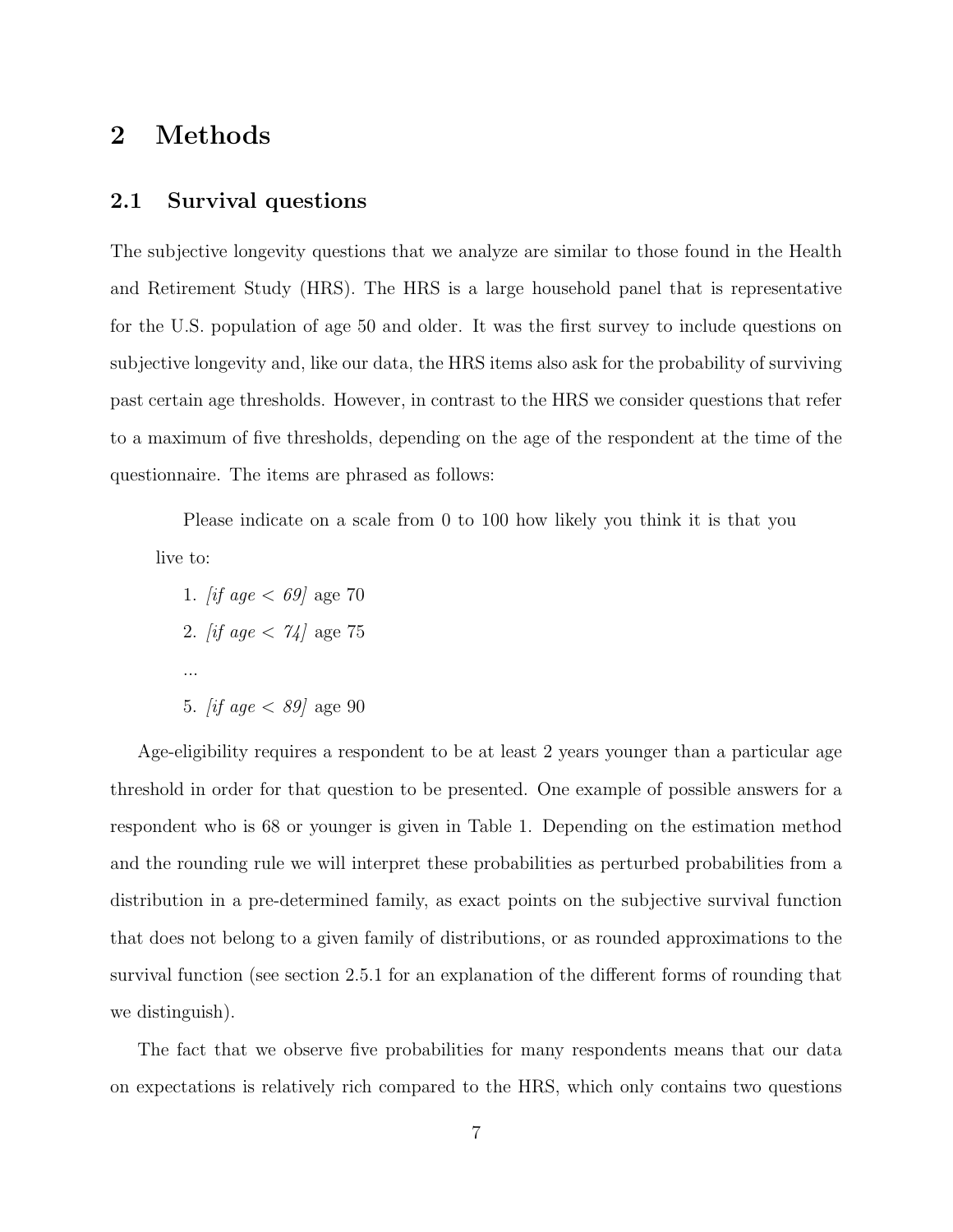## 2 Methods

### 2.1 Survival questions

The subjective longevity questions that we analyze are similar to those found in the Health and Retirement Study (HRS). The HRS is a large household panel that is representative for the U.S. population of age 50 and older. It was the first survey to include questions on subjective longevity and, like our data, the HRS items also ask for the probability of surviving past certain age thresholds. However, in contrast to the HRS we consider questions that refer to a maximum of five thresholds, depending on the age of the respondent at the time of the questionnaire. The items are phrased as follows:

> Please indicate on a scale from 0 to 100 how likely you think it is that you live to:
>
> 1. *[if age < 69]* age 70
> 2. *[if age < 74]* age 75
>
> ...
>
> 5. *[if age < 89]* age 90

Age-eligibility requires a respondent to be at least 2 years younger than a particular age threshold in order for that question to be presented. One example of possible answers for a respondent who is 68 or younger is given in Table 1. Depending on the estimation method and the rounding rule we will interpret these probabilities as perturbed probabilities from a distribution in a pre-determined family, as exact points on the subjective survival function that does not belong to a given family of distributions, or as rounded approximations to the survival function (see section 2.5.1 for an explanation of the different forms of rounding that we distinguish).

The fact that we observe five probabilities for many respondents means that our data on expectations is relatively rich compared to the HRS, which only contains two questions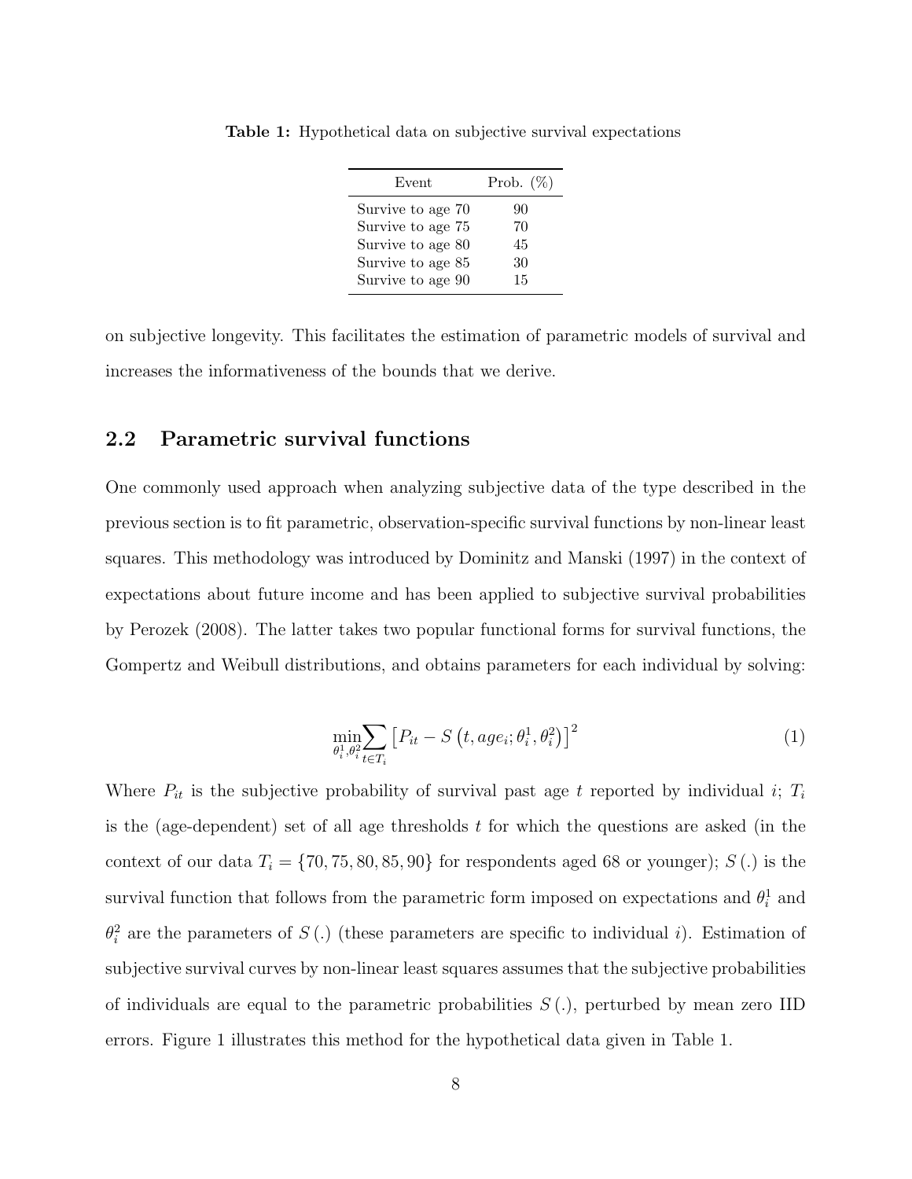**Table 1:** Hypothetical data on subjective survival expectations

| Event | Prob. (%) |
|---|---|
| Survive to age 70 | 90 |
| Survive to age 75 | 70 |
| Survive to age 80 | 45 |
| Survive to age 85 | 30 |
| Survive to age 90 | 15 |

on subjective longevity. This facilitates the estimation of parametric models of survival and increases the informativeness of the bounds that we derive.

## 2.2 Parametric survival functions

One commonly used approach when analyzing subjective data of the type described in the previous section is to fit parametric, observation-specific survival functions by non-linear least squares. This methodology was introduced by Dominitz and Manski (1997) in the context of expectations about future income and has been applied to subjective survival probabilities by Perozek (2008). The latter takes two popular functional forms for survival functions, the Gompertz and Weibull distributions, and obtains parameters for each individual by solving:

$$\min_{\theta_i^1, \theta_i^2} \sum_{t \in T_i} \left[ P_{it} - S\left(t, age_i; \theta_i^1, \theta_i^2\right) \right]^2 \tag{1}$$

Where $P_{it}$ is the subjective probability of survival past age $t$ reported by individual $i$; $T_i$ is the (age-dependent) set of all age thresholds $t$ for which the questions are asked (in the context of our data $T_i = \{70, 75, 80, 85, 90\}$ for respondents aged 68 or younger); $S(.)$ is the survival function that follows from the parametric form imposed on expectations and $\theta_i^1$ and $\theta_i^2$ are the parameters of $S(.)$ (these parameters are specific to individual $i$). Estimation of subjective survival curves by non-linear least squares assumes that the subjective probabilities of individuals are equal to the parametric probabilities $S(.)$, perturbed by mean zero IID errors. Figure 1 illustrates this method for the hypothetical data given in Table 1.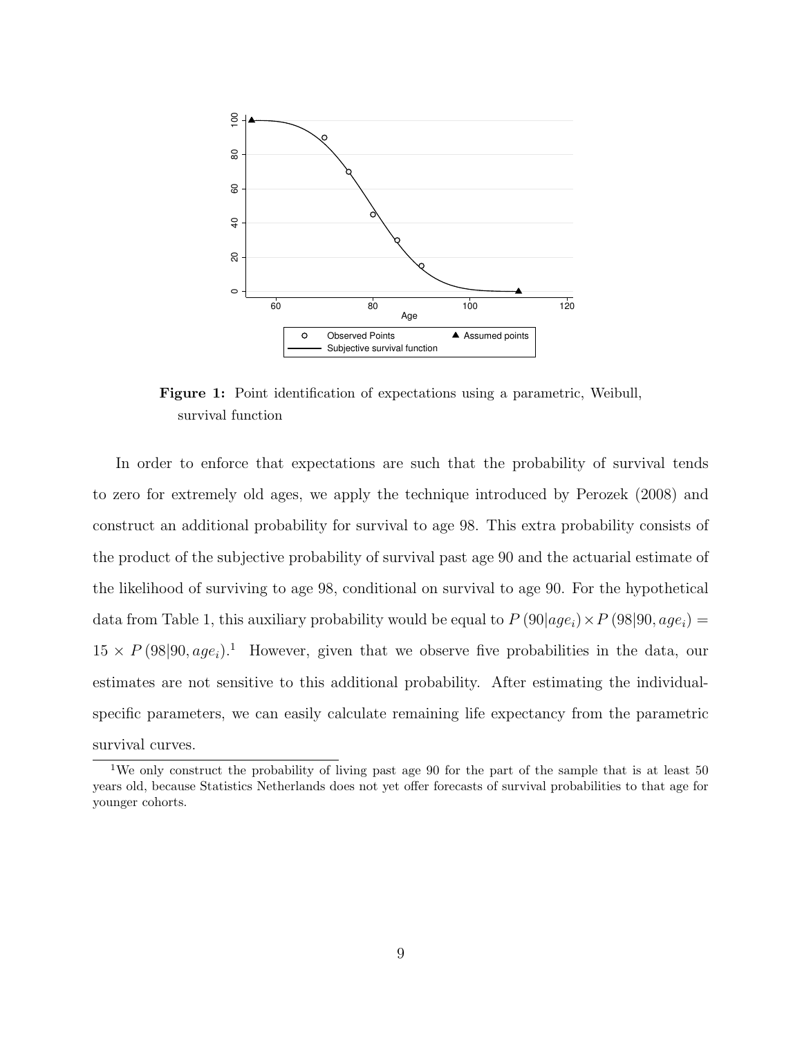**Figure 1:** Point identification of expectations using a parametric, Weibull, survival function

In order to enforce that expectations are such that the probability of survival tends to zero for extremely old ages, we apply the technique introduced by Perozek (2008) and construct an additional probability for survival to age 98. This extra probability consists of the product of the subjective probability of survival past age 90 and the actuarial estimate of the likelihood of surviving to age 98, conditional on survival to age 90. For the hypothetical data from Table 1, this auxiliary probability would be equal to $P(90|age_i) \times P(98|90, age_i) = 15 \times P(98|90, age_i)$.[1] However, given that we observe five probabilities in the data, our estimates are not sensitive to this additional probability. After estimating the individual-specific parameters, we can easily calculate remaining life expectancy from the parametric survival curves.

[1] We only construct the probability of living past age 90 for the part of the sample that is at least 50 years old, because Statistics Netherlands does not yet offer forecasts of survival probabilities to that age for younger cohorts.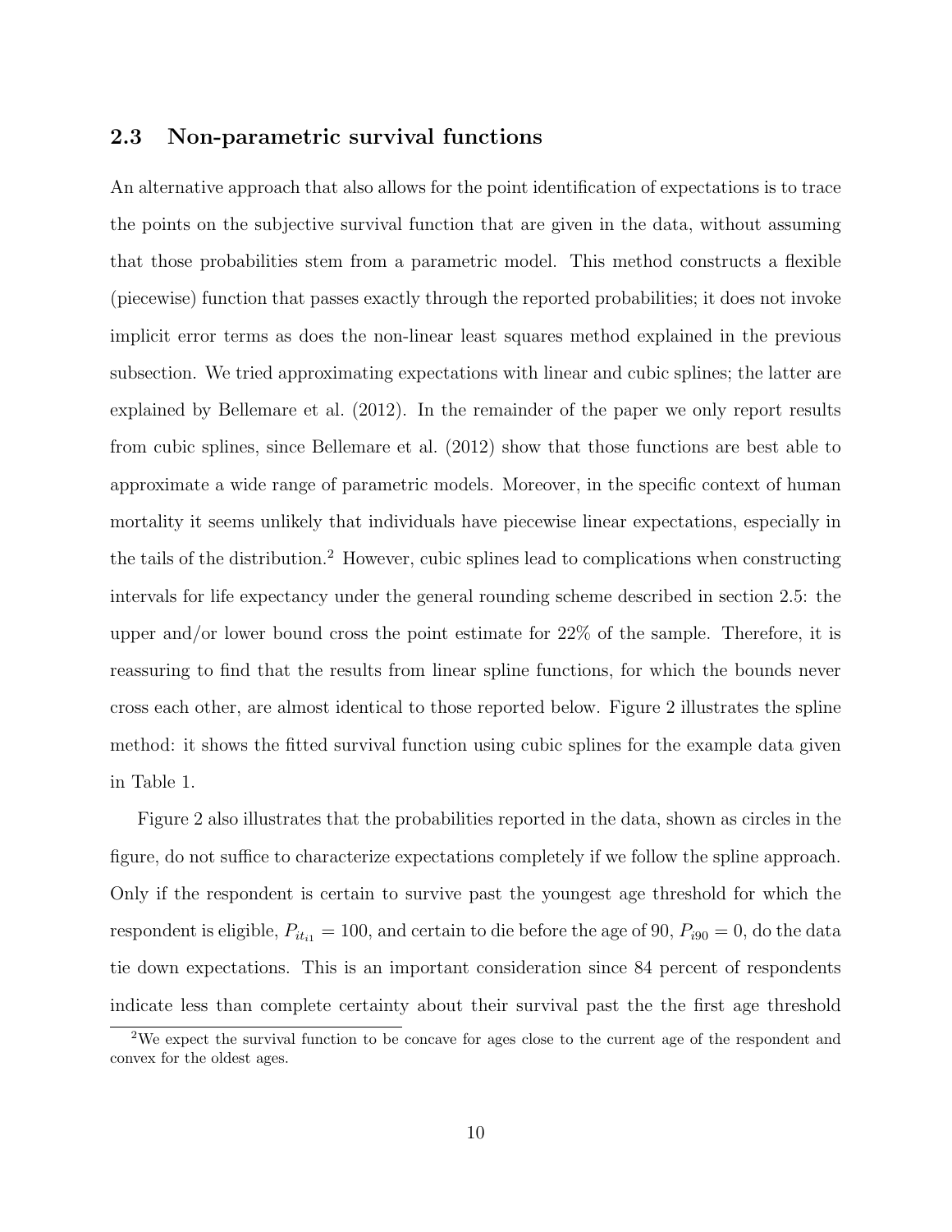### 2.3 Non-parametric survival functions

An alternative approach that also allows for the point identification of expectations is to trace the points on the subjective survival function that are given in the data, without assuming that those probabilities stem from a parametric model. This method constructs a flexible (piecewise) function that passes exactly through the reported probabilities; it does not invoke implicit error terms as does the non-linear least squares method explained in the previous subsection. We tried approximating expectations with linear and cubic splines; the latter are explained by Bellemare et al. (2012). In the remainder of the paper we only report results from cubic splines, since Bellemare et al. (2012) show that those functions are best able to approximate a wide range of parametric models. Moreover, in the specific context of human mortality it seems unlikely that individuals have piecewise linear expectations, especially in the tails of the distribution.[2] However, cubic splines lead to complications when constructing intervals for life expectancy under the general rounding scheme described in section 2.5: the upper and/or lower bound cross the point estimate for 22% of the sample. Therefore, it is reassuring to find that the results from linear spline functions, for which the bounds never cross each other, are almost identical to those reported below. Figure 2 illustrates the spline method: it shows the fitted survival function using cubic splines for the example data given in Table 1.

Figure 2 also illustrates that the probabilities reported in the data, shown as circles in the figure, do not suffice to characterize expectations completely if we follow the spline approach. Only if the respondent is certain to survive past the youngest age threshold for which the respondent is eligible, $P_{it_{i1}} = 100$, and certain to die before the age of 90, $P_{i90} = 0$, do the data tie down expectations. This is an important consideration since 84 percent of respondents indicate less than complete certainty about their survival past the the first age threshold

[2] We expect the survival function to be concave for ages close to the current age of the respondent and convex for the oldest ages.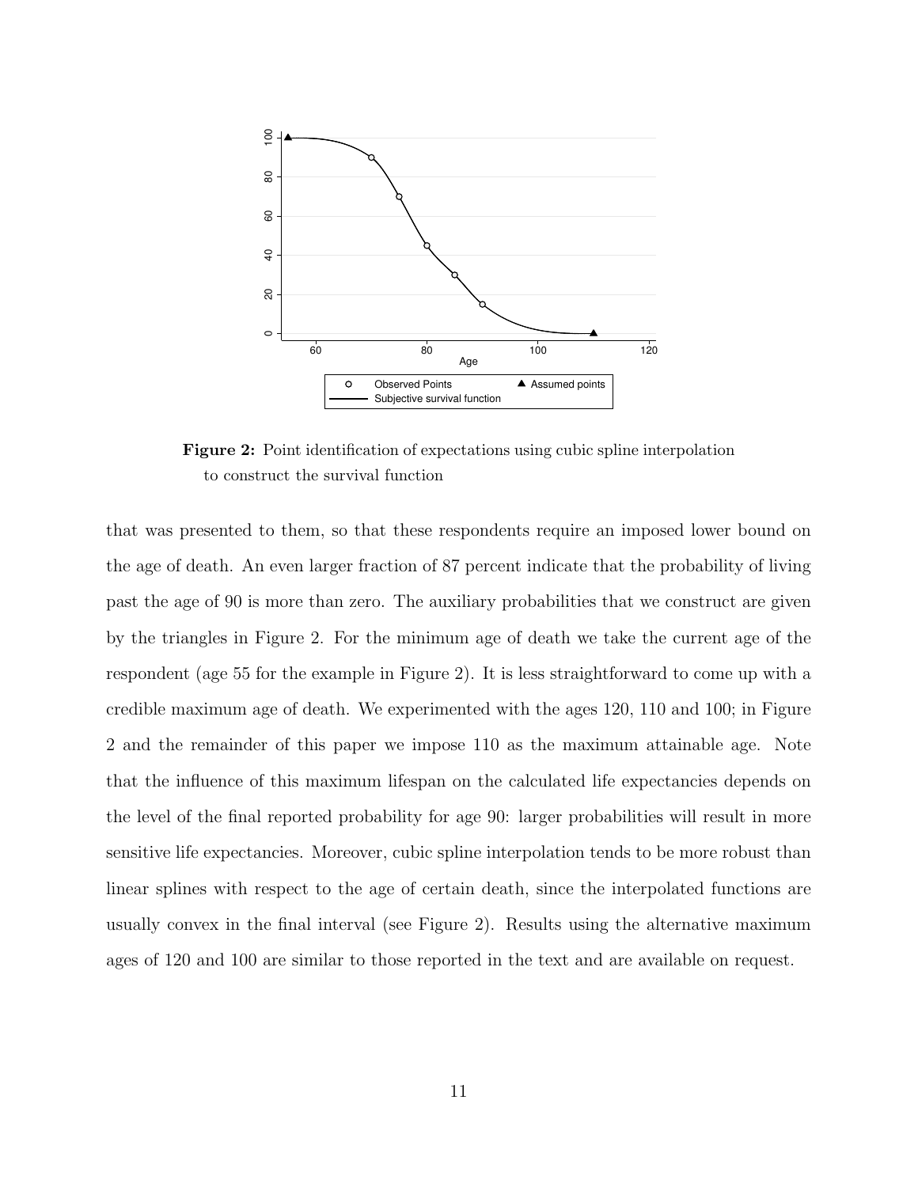**Figure 2:** Point identification of expectations using cubic spline interpolation to construct the survival function

that was presented to them, so that these respondents require an imposed lower bound on the age of death. An even larger fraction of 87 percent indicate that the probability of living past the age of 90 is more than zero. The auxiliary probabilities that we construct are given by the triangles in Figure 2. For the minimum age of death we take the current age of the respondent (age 55 for the example in Figure 2). It is less straightforward to come up with a credible maximum age of death. We experimented with the ages 120, 110 and 100; in Figure 2 and the remainder of this paper we impose 110 as the maximum attainable age. Note that the influence of this maximum lifespan on the calculated life expectancies depends on the level of the final reported probability for age 90: larger probabilities will result in more sensitive life expectancies. Moreover, cubic spline interpolation tends to be more robust than linear splines with respect to the age of certain death, since the interpolated functions are usually convex in the final interval (see Figure 2). Results using the alternative maximum ages of 120 and 100 are similar to those reported in the text and are available on request.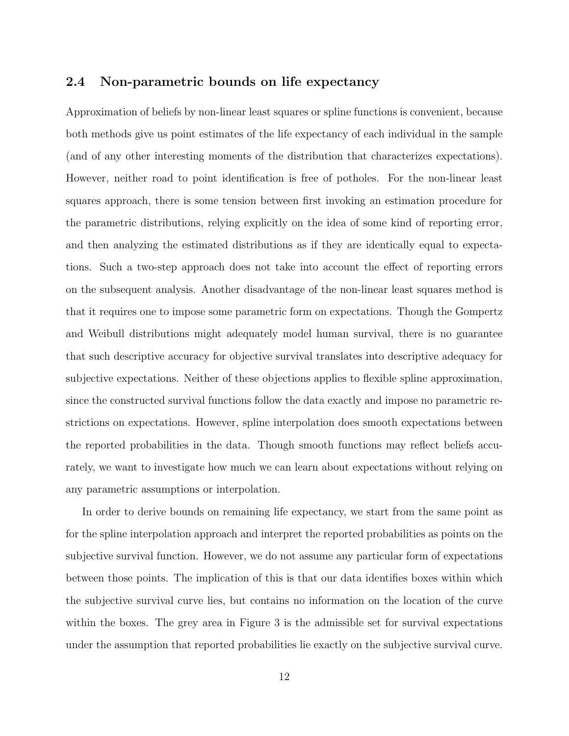### 2.4 Non-parametric bounds on life expectancy

Approximation of beliefs by non-linear least squares or spline functions is convenient, because both methods give us point estimates of the life expectancy of each individual in the sample (and of any other interesting moments of the distribution that characterizes expectations). However, neither road to point identification is free of potholes. For the non-linear least squares approach, there is some tension between first invoking an estimation procedure for the parametric distributions, relying explicitly on the idea of some kind of reporting error, and then analyzing the estimated distributions as if they are identically equal to expectations. Such a two-step approach does not take into account the effect of reporting errors on the subsequent analysis. Another disadvantage of the non-linear least squares method is that it requires one to impose some parametric form on expectations. Though the Gompertz and Weibull distributions might adequately model human survival, there is no guarantee that such descriptive accuracy for objective survival translates into descriptive adequacy for subjective expectations. Neither of these objections applies to flexible spline approximation, since the constructed survival functions follow the data exactly and impose no parametric restrictions on expectations. However, spline interpolation does smooth expectations between the reported probabilities in the data. Though smooth functions may reflect beliefs accurately, we want to investigate how much we can learn about expectations without relying on any parametric assumptions or interpolation.

In order to derive bounds on remaining life expectancy, we start from the same point as for the spline interpolation approach and interpret the reported probabilities as points on the subjective survival function. However, we do not assume any particular form of expectations between those points. The implication of this is that our data identifies boxes within which the subjective survival curve lies, but contains no information on the location of the curve within the boxes. The grey area in Figure 3 is the admissible set for survival expectations under the assumption that reported probabilities lie exactly on the subjective survival curve.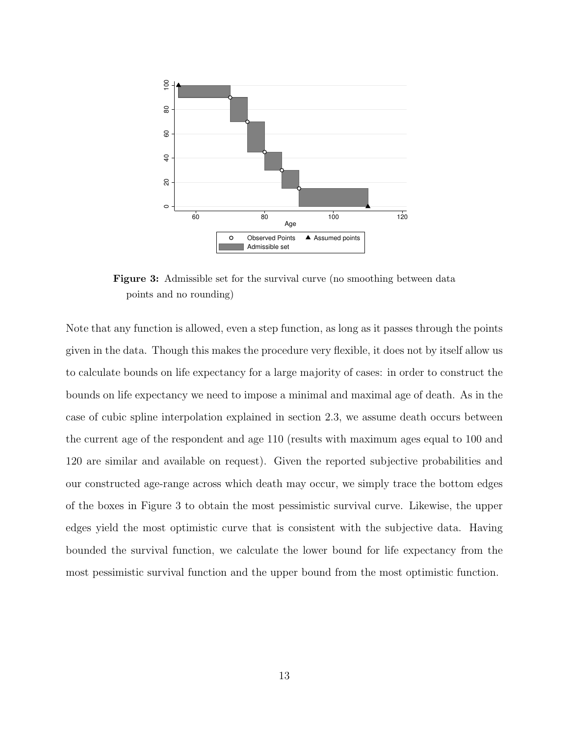**Figure 3:** Admissible set for the survival curve (no smoothing between data points and no rounding)

Note that any function is allowed, even a step function, as long as it passes through the points given in the data. Though this makes the procedure very flexible, it does not by itself allow us to calculate bounds on life expectancy for a large majority of cases: in order to construct the bounds on life expectancy we need to impose a minimal and maximal age of death. As in the case of cubic spline interpolation explained in section 2.3, we assume death occurs between the current age of the respondent and age 110 (results with maximum ages equal to 100 and 120 are similar and available on request). Given the reported subjective probabilities and our constructed age-range across which death may occur, we simply trace the bottom edges of the boxes in Figure 3 to obtain the most pessimistic survival curve. Likewise, the upper edges yield the most optimistic curve that is consistent with the subjective data. Having bounded the survival function, we calculate the lower bound for life expectancy from the most pessimistic survival function and the upper bound from the most optimistic function.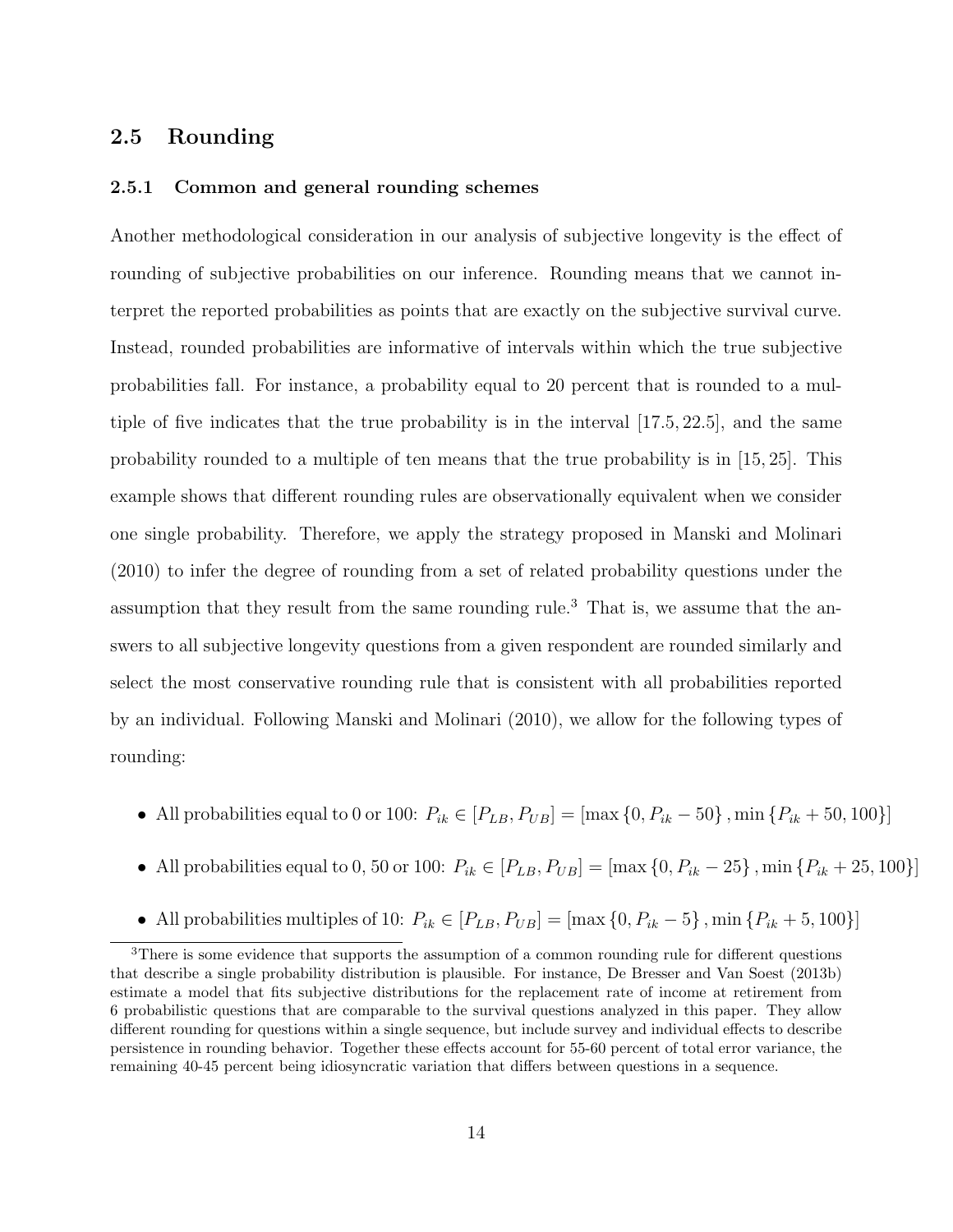## 2.5 Rounding

### 2.5.1 Common and general rounding schemes

Another methodological consideration in our analysis of subjective longevity is the effect of rounding of subjective probabilities on our inference. Rounding means that we cannot interpret the reported probabilities as points that are exactly on the subjective survival curve. Instead, rounded probabilities are informative of intervals within which the true subjective probabilities fall. For instance, a probability equal to 20 percent that is rounded to a multiple of five indicates that the true probability is in the interval $[17.5, 22.5]$, and the same probability rounded to a multiple of ten means that the true probability is in $[15, 25]$. This example shows that different rounding rules are observationally equivalent when we consider one single probability. Therefore, we apply the strategy proposed in Manski and Molinari (2010) to infer the degree of rounding from a set of related probability questions under the assumption that they result from the same rounding rule.[3] That is, we assume that the answers to all subjective longevity questions from a given respondent are rounded similarly and select the most conservative rounding rule that is consistent with all probabilities reported by an individual. Following Manski and Molinari (2010), we allow for the following types of rounding:

- All probabilities equal to 0 or 100: $P_{ik} \in [P_{LB}, P_{UB}] = [\max\{0, P_{ik} - 50\}, \min\{P_{ik} + 50, 100\}]$
- All probabilities equal to 0, 50 or 100: $P_{ik} \in [P_{LB}, P_{UB}] = [\max\{0, P_{ik} - 25\}, \min\{P_{ik} + 25, 100\}]$
- All probabilities multiples of 10: $P_{ik} \in [P_{LB}, P_{UB}] = [\max\{0, P_{ik} - 5\}, \min\{P_{ik} + 5, 100\}]$

[3] There is some evidence that supports the assumption of a common rounding rule for different questions that describe a single probability distribution is plausible. For instance, De Bresser and Van Soest (2013b) estimate a model that fits subjective distributions for the replacement rate of income at retirement from 6 probabilistic questions that are comparable to the survival questions analyzed in this paper. They allow different rounding for questions within a single sequence, but include survey and individual effects to describe persistence in rounding behavior. Together these effects account for 55-60 percent of total error variance, the remaining 40-45 percent being idiosyncratic variation that differs between questions in a sequence.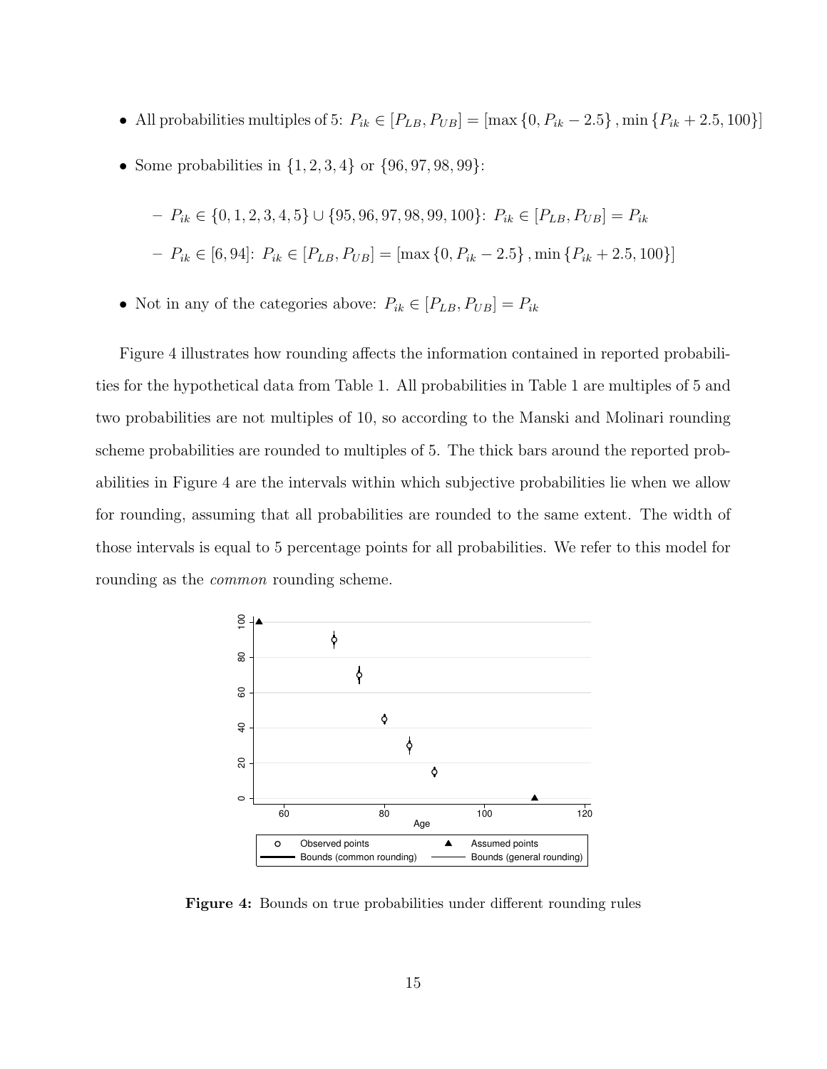- All probabilities multiples of 5: $P_{ik} \in [P_{LB}, P_{UB}] = [\max\{0, P_{ik} - 2.5\}, \min\{P_{ik} + 2.5, 100\}]$
- Some probabilities in $\{1, 2, 3, 4\}$ or $\{96, 97, 98, 99\}$:
  - $P_{ik} \in \{0, 1, 2, 3, 4, 5\} \cup \{95, 96, 97, 98, 99, 100\}$: $P_{ik} \in [P_{LB}, P_{UB}] = P_{ik}$
  - $P_{ik} \in [6, 94]$: $P_{ik} \in [P_{LB}, P_{UB}] = [\max\{0, P_{ik} - 2.5\}, \min\{P_{ik} + 2.5, 100\}]$
- Not in any of the categories above: $P_{ik} \in [P_{LB}, P_{UB}] = P_{ik}$

Figure 4 illustrates how rounding affects the information contained in reported probabilities for the hypothetical data from Table 1. All probabilities in Table 1 are multiples of 5 and two probabilities are not multiples of 10, so according to the Manski and Molinari rounding scheme probabilities are rounded to multiples of 5. The thick bars around the reported probabilities in Figure 4 are the intervals within which subjective probabilities lie when we allow for rounding, assuming that all probabilities are rounded to the same extent. The width of those intervals is equal to 5 percentage points for all probabilities. We refer to this model for rounding as the *common* rounding scheme.

**Figure 4:** Bounds on true probabilities under different rounding rules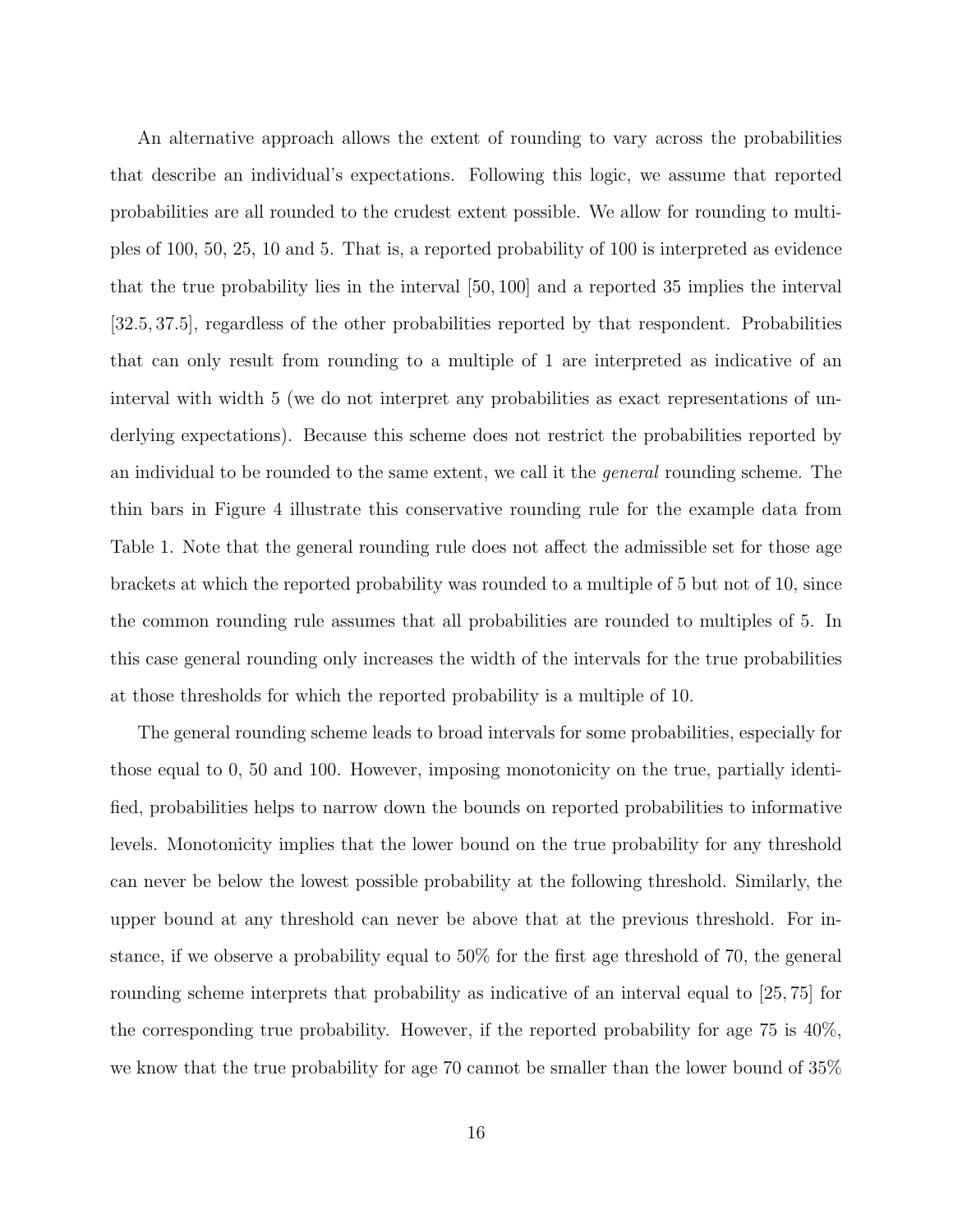An alternative approach allows the extent of rounding to vary across the probabilities that describe an individual's expectations. Following this logic, we assume that reported probabilities are all rounded to the crudest extent possible. We allow for rounding to multiples of 100, 50, 25, 10 and 5. That is, a reported probability of 100 is interpreted as evidence that the true probability lies in the interval $[50, 100]$ and a reported 35 implies the interval $[32.5, 37.5]$, regardless of the other probabilities reported by that respondent. Probabilities that can only result from rounding to a multiple of 1 are interpreted as indicative of an interval with width 5 (we do not interpret any probabilities as exact representations of underlying expectations). Because this scheme does not restrict the probabilities reported by an individual to be rounded to the same extent, we call it the *general* rounding scheme. The thin bars in Figure 4 illustrate this conservative rounding rule for the example data from Table 1. Note that the general rounding rule does not affect the admissible set for those age brackets at which the reported probability was rounded to a multiple of 5 but not of 10, since the common rounding rule assumes that all probabilities are rounded to multiples of 5. In this case general rounding only increases the width of the intervals for the true probabilities at those thresholds for which the reported probability is a multiple of 10.

The general rounding scheme leads to broad intervals for some probabilities, especially for those equal to 0, 50 and 100. However, imposing monotonicity on the true, partially identified, probabilities helps to narrow down the bounds on reported probabilities to informative levels. Monotonicity implies that the lower bound on the true probability for any threshold can never be below the lowest possible probability at the following threshold. Similarly, the upper bound at any threshold can never be above that at the previous threshold. For instance, if we observe a probability equal to 50% for the first age threshold of 70, the general rounding scheme interprets that probability as indicative of an interval equal to $[25, 75]$ for the corresponding true probability. However, if the reported probability for age 75 is 40%, we know that the true probability for age 70 cannot be smaller than the lower bound of 35%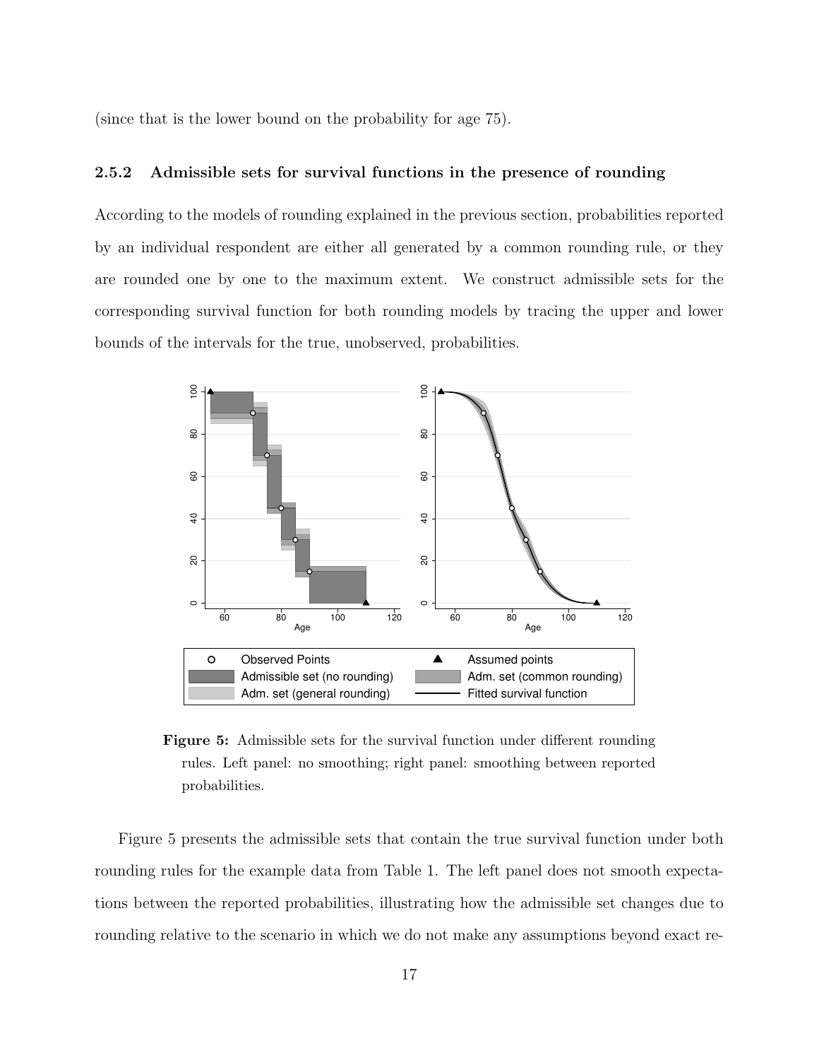(since that is the lower bound on the probability for age 75).

### 2.5.2 Admissible sets for survival functions in the presence of rounding

According to the models of rounding explained in the previous section, probabilities reported by an individual respondent are either all generated by a common rounding rule, or they are rounded one by one to the maximum extent. We construct admissible sets for the corresponding survival function for both rounding models by tracing the upper and lower bounds of the intervals for the true, unobserved, probabilities.

**Figure 5:** Admissible sets for the survival function under different rounding rules. Left panel: no smoothing; right panel: smoothing between reported probabilities.

Figure 5 presents the admissible sets that contain the true survival function under both rounding rules for the example data from Table 1. The left panel does not smooth expectations between the reported probabilities, illustrating how the admissible set changes due to rounding relative to the scenario in which we do not make any assumptions beyond exact re-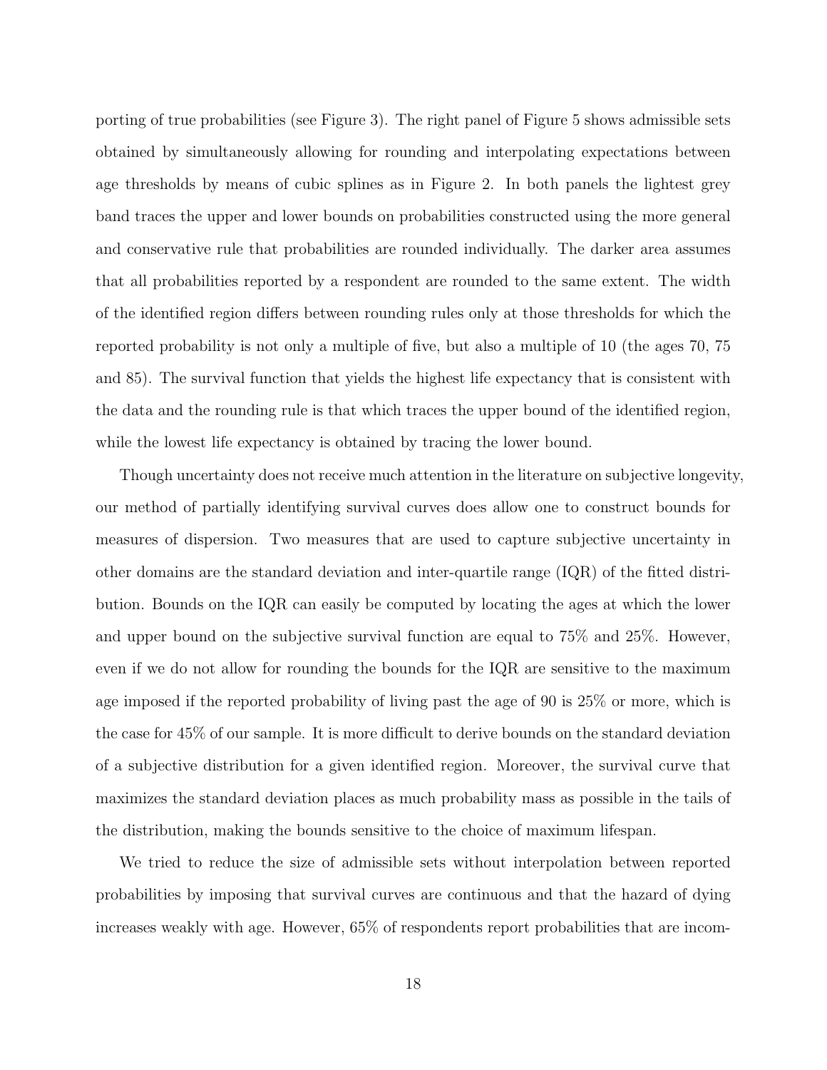porting of true probabilities (see Figure 3). The right panel of Figure 5 shows admissible sets obtained by simultaneously allowing for rounding and interpolating expectations between age thresholds by means of cubic splines as in Figure 2. In both panels the lightest grey band traces the upper and lower bounds on probabilities constructed using the more general and conservative rule that probabilities are rounded individually. The darker area assumes that all probabilities reported by a respondent are rounded to the same extent. The width of the identified region differs between rounding rules only at those thresholds for which the reported probability is not only a multiple of five, but also a multiple of 10 (the ages 70, 75 and 85). The survival function that yields the highest life expectancy that is consistent with the data and the rounding rule is that which traces the upper bound of the identified region, while the lowest life expectancy is obtained by tracing the lower bound.

Though uncertainty does not receive much attention in the literature on subjective longevity, our method of partially identifying survival curves does allow one to construct bounds for measures of dispersion. Two measures that are used to capture subjective uncertainty in other domains are the standard deviation and inter-quartile range (IQR) of the fitted distribution. Bounds on the IQR can easily be computed by locating the ages at which the lower and upper bound on the subjective survival function are equal to 75% and 25%. However, even if we do not allow for rounding the bounds for the IQR are sensitive to the maximum age imposed if the reported probability of living past the age of 90 is 25% or more, which is the case for 45% of our sample. It is more difficult to derive bounds on the standard deviation of a subjective distribution for a given identified region. Moreover, the survival curve that maximizes the standard deviation places as much probability mass as possible in the tails of the distribution, making the bounds sensitive to the choice of maximum lifespan.

We tried to reduce the size of admissible sets without interpolation between reported probabilities by imposing that survival curves are continuous and that the hazard of dying increases weakly with age. However, 65% of respondents report probabilities that are incom-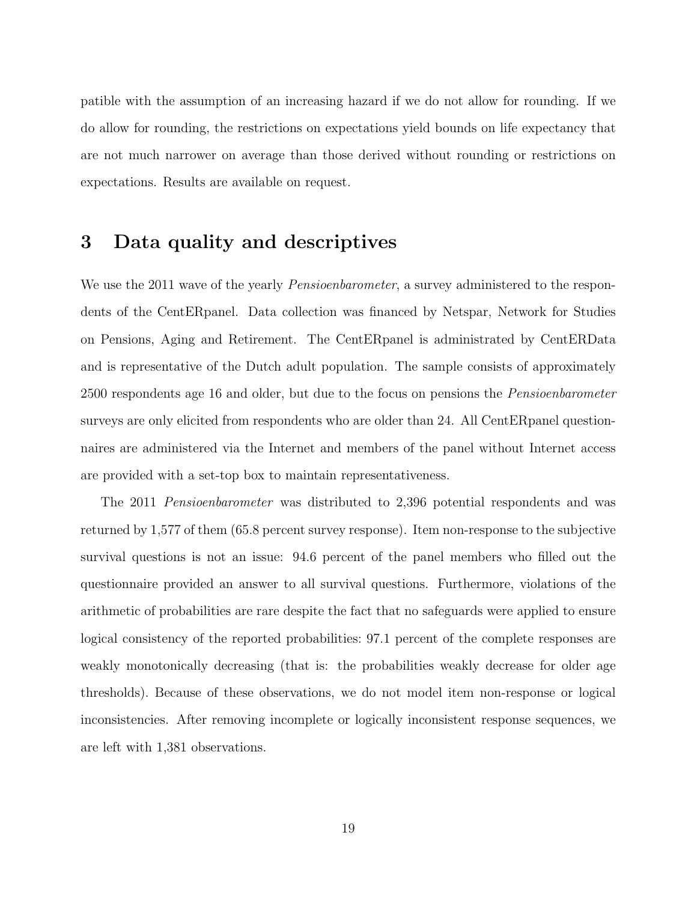patible with the assumption of an increasing hazard if we do not allow for rounding. If we do allow for rounding, the restrictions on expectations yield bounds on life expectancy that are not much narrower on average than those derived without rounding or restrictions on expectations. Results are available on request.

## 3 Data quality and descriptives

We use the 2011 wave of the yearly *Pensioenbarometer*, a survey administered to the respondents of the CentERpanel. Data collection was financed by Netspar, Network for Studies on Pensions, Aging and Retirement. The CentERpanel is administrated by CentERData and is representative of the Dutch adult population. The sample consists of approximately 2500 respondents age 16 and older, but due to the focus on pensions the *Pensioenbarometer* surveys are only elicited from respondents who are older than 24. All CentERpanel questionnaires are administered via the Internet and members of the panel without Internet access are provided with a set-top box to maintain representativeness.

The 2011 *Pensioenbarometer* was distributed to 2,396 potential respondents and was returned by 1,577 of them (65.8 percent survey response). Item non-response to the subjective survival questions is not an issue: 94.6 percent of the panel members who filled out the questionnaire provided an answer to all survival questions. Furthermore, violations of the arithmetic of probabilities are rare despite the fact that no safeguards were applied to ensure logical consistency of the reported probabilities: 97.1 percent of the complete responses are weakly monotonically decreasing (that is: the probabilities weakly decrease for older age thresholds). Because of these observations, we do not model item non-response or logical inconsistencies. After removing incomplete or logically inconsistent response sequences, we are left with 1,381 observations.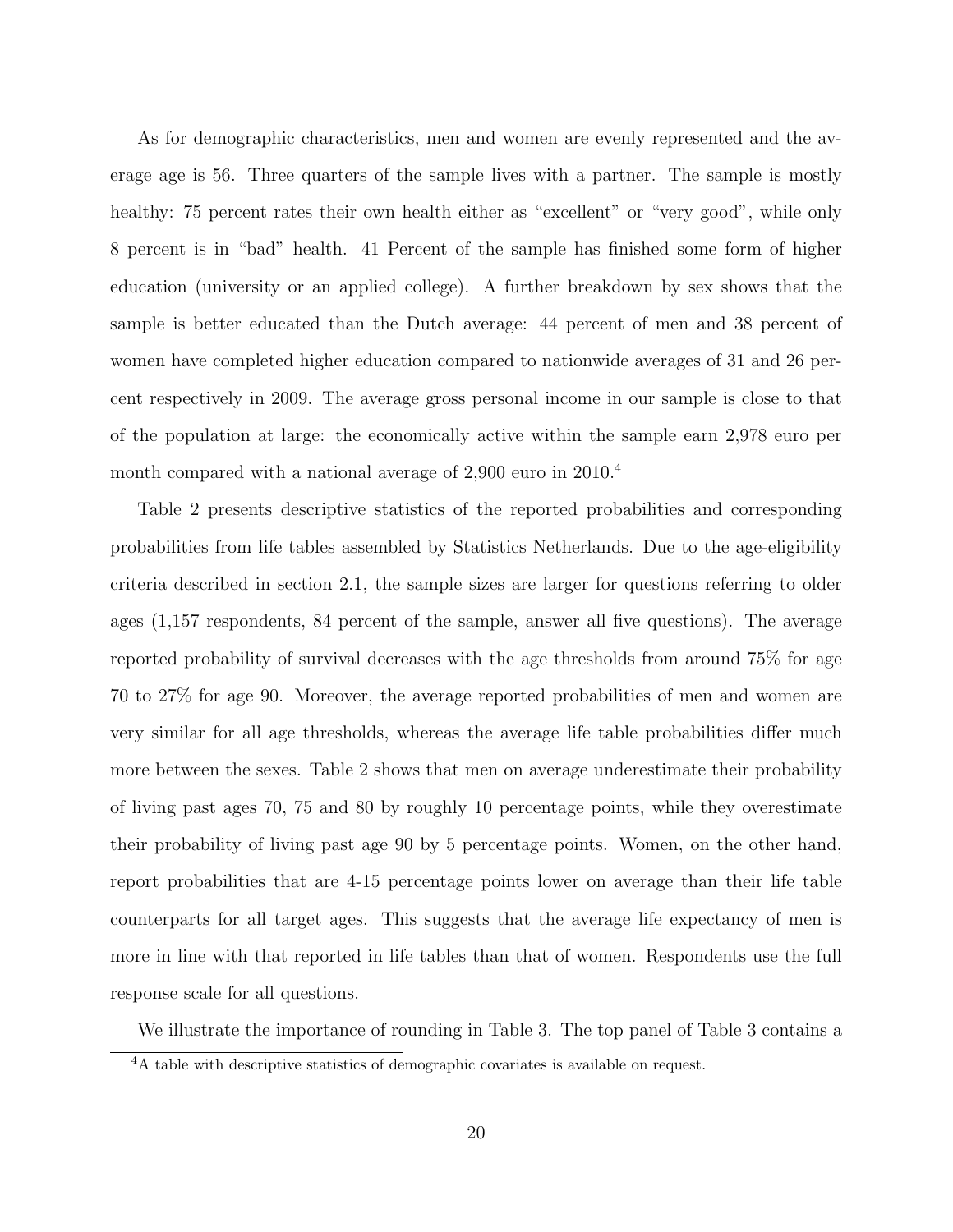As for demographic characteristics, men and women are evenly represented and the average age is 56. Three quarters of the sample lives with a partner. The sample is mostly healthy: 75 percent rates their own health either as "excellent" or "very good", while only 8 percent is in "bad" health. 41 Percent of the sample has finished some form of higher education (university or an applied college). A further breakdown by sex shows that the sample is better educated than the Dutch average: 44 percent of men and 38 percent of women have completed higher education compared to nationwide averages of 31 and 26 percent respectively in 2009. The average gross personal income in our sample is close to that of the population at large: the economically active within the sample earn 2,978 euro per month compared with a national average of 2,900 euro in 2010.[4]

Table 2 presents descriptive statistics of the reported probabilities and corresponding probabilities from life tables assembled by Statistics Netherlands. Due to the age-eligibility criteria described in section 2.1, the sample sizes are larger for questions referring to older ages (1,157 respondents, 84 percent of the sample, answer all five questions). The average reported probability of survival decreases with the age thresholds from around 75% for age 70 to 27% for age 90. Moreover, the average reported probabilities of men and women are very similar for all age thresholds, whereas the average life table probabilities differ much more between the sexes. Table 2 shows that men on average underestimate their probability of living past ages 70, 75 and 80 by roughly 10 percentage points, while they overestimate their probability of living past age 90 by 5 percentage points. Women, on the other hand, report probabilities that are 4-15 percentage points lower on average than their life table counterparts for all target ages. This suggests that the average life expectancy of men is more in line with that reported in life tables than that of women. Respondents use the full response scale for all questions.

We illustrate the importance of rounding in Table 3. The top panel of Table 3 contains a

[4]A table with descriptive statistics of demographic covariates is available on request.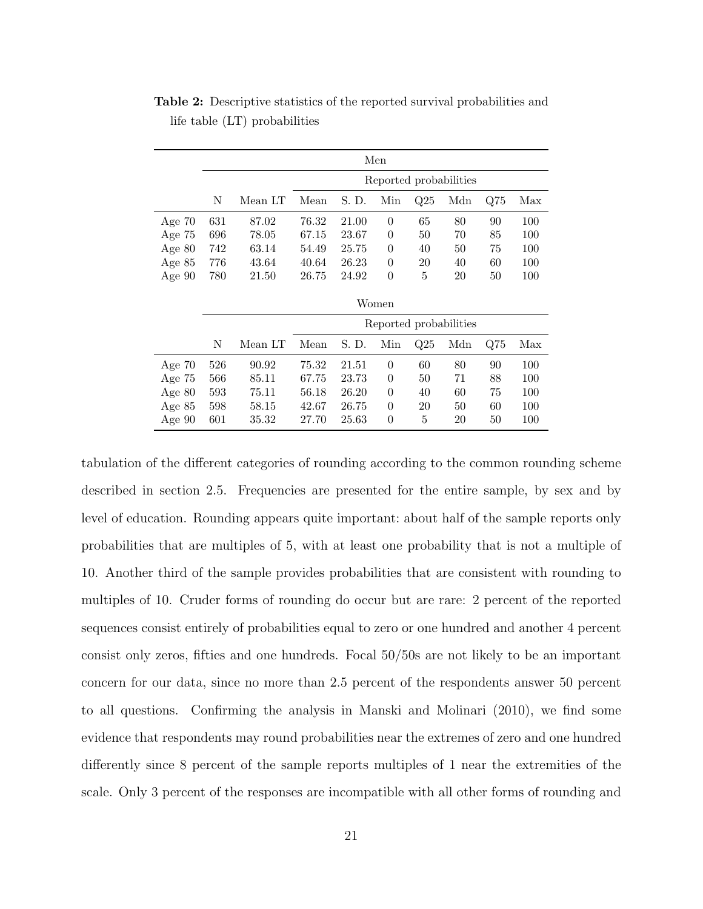**Table 2:** Descriptive statistics of the reported survival probabilities and life table (LT) probabilities

| | Men | | | | | | | | |
|---|---|---|---|---|---|---|---|---|---|
| | | | Reported probabilities | | | | | | |
| | N | Mean LT | Mean | S. D. | Min | Q25 | Mdn | Q75 | Max |
| Age 70 | 631 | 87.02 | 76.32 | 21.00 | 0 | 65 | 80 | 90 | 100 |
| Age 75 | 696 | 78.05 | 67.15 | 23.67 | 0 | 50 | 70 | 85 | 100 |
| Age 80 | 742 | 63.14 | 54.49 | 25.75 | 0 | 40 | 50 | 75 | 100 |
| Age 85 | 776 | 43.64 | 40.64 | 26.23 | 0 | 20 | 40 | 60 | 100 |
| Age 90 | 780 | 21.50 | 26.75 | 24.92 | 0 | 5 | 20 | 50 | 100 |
| | Women | | | | | | | | |
| | | | Reported probabilities | | | | | | |
| | N | Mean LT | Mean | S. D. | Min | Q25 | Mdn | Q75 | Max |
| Age 70 | 526 | 90.92 | 75.32 | 21.51 | 0 | 60 | 80 | 90 | 100 |
| Age 75 | 566 | 85.11 | 67.75 | 23.73 | 0 | 50 | 71 | 88 | 100 |
| Age 80 | 593 | 75.11 | 56.18 | 26.20 | 0 | 40 | 60 | 75 | 100 |
| Age 85 | 598 | 58.15 | 42.67 | 26.75 | 0 | 20 | 50 | 60 | 100 |
| Age 90 | 601 | 35.32 | 27.70 | 25.63 | 0 | 5 | 20 | 50 | 100 |

tabulation of the different categories of rounding according to the common rounding scheme described in section 2.5. Frequencies are presented for the entire sample, by sex and by level of education. Rounding appears quite important: about half of the sample reports only probabilities that are multiples of 5, with at least one probability that is not a multiple of 10. Another third of the sample provides probabilities that are consistent with rounding to multiples of 10. Cruder forms of rounding do occur but are rare: 2 percent of the reported sequences consist entirely of probabilities equal to zero or one hundred and another 4 percent consist only zeros, fifties and one hundreds. Focal 50/50s are not likely to be an important concern for our data, since no more than 2.5 percent of the respondents answer 50 percent to all questions. Confirming the analysis in Manski and Molinari (2010), we find some evidence that respondents may round probabilities near the extremes of zero and one hundred differently since 8 percent of the sample reports multiples of 1 near the extremities of the scale. Only 3 percent of the responses are incompatible with all other forms of rounding and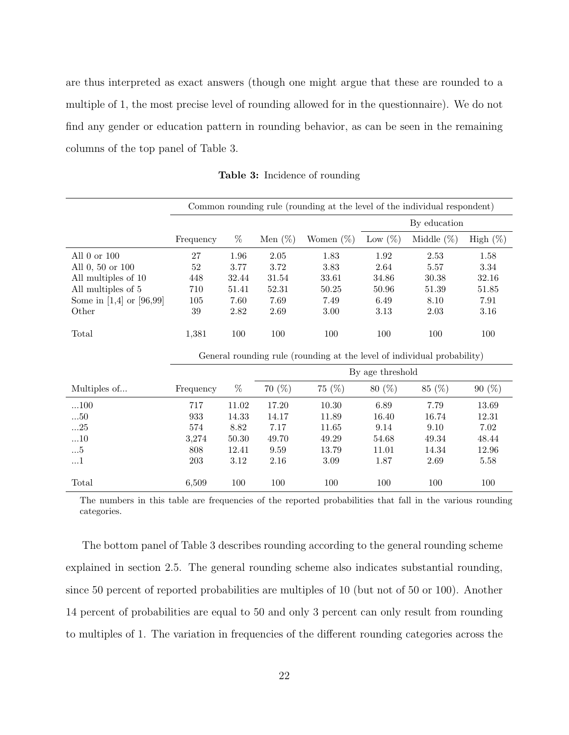are thus interpreted as exact answers (though one might argue that these are rounded to a multiple of 1, the most precise level of rounding allowed for in the questionnaire). We do not find any gender or education pattern in rounding behavior, as can be seen in the remaining columns of the top panel of Table 3.

**Table 3:** Incidence of rounding

| | Common rounding rule (rounding at the level of the individual respondent) | | | | | | |
|---|---|---|---|---|---|---|---|
| | | | | | By education | | |
| | Frequency | % | Men (%) | Women (%) | Low (%) | Middle (%) | High (%) |
| All 0 or 100 | 27 | 1.96 | 2.05 | 1.83 | 1.92 | 2.53 | 1.58 |
| All 0, 50 or 100 | 52 | 3.77 | 3.72 | 3.83 | 2.64 | 5.57 | 3.34 |
| All multiples of 10 | 448 | 32.44 | 31.54 | 33.61 | 34.86 | 30.38 | 32.16 |
| All multiples of 5 | 710 | 51.41 | 52.31 | 50.25 | 50.96 | 51.39 | 51.85 |
| Some in [1,4] or [96,99] | 105 | 7.60 | 7.69 | 7.49 | 6.49 | 8.10 | 7.91 |
| Other | 39 | 2.82 | 2.69 | 3.00 | 3.13 | 2.03 | 3.16 |
| Total | 1,381 | 100 | 100 | 100 | 100 | 100 | 100 |

| | General rounding rule (rounding at the level of individual probability) | | | | | | |
|---|---|---|---|---|---|---|---|
| | | | By age threshold | | | | |
| Multiples of... | Frequency | % | 70 (%) | 75 (%) | 80 (%) | 85 (%) | 90 (%) |
| ...100 | 717 | 11.02 | 17.20 | 10.30 | 6.89 | 7.79 | 13.69 |
| ...50 | 933 | 14.33 | 14.17 | 11.89 | 16.40 | 16.74 | 12.31 |
| ...25 | 574 | 8.82 | 7.17 | 11.65 | 9.14 | 9.10 | 7.02 |
| ...10 | 3,274 | 50.30 | 49.70 | 49.29 | 54.68 | 49.34 | 48.44 |
| ...5 | 808 | 12.41 | 9.59 | 13.79 | 11.01 | 14.34 | 12.96 |
| ...1 | 203 | 3.12 | 2.16 | 3.09 | 1.87 | 2.69 | 5.58 |
| Total | 6,509 | 100 | 100 | 100 | 100 | 100 | 100 |

The numbers in this table are frequencies of the reported probabilities that fall in the various rounding categories.

The bottom panel of Table 3 describes rounding according to the general rounding scheme explained in section 2.5. The general rounding scheme also indicates substantial rounding, since 50 percent of reported probabilities are multiples of 10 (but not of 50 or 100). Another 14 percent of probabilities are equal to 50 and only 3 percent can only result from rounding to multiples of 1. The variation in frequencies of the different rounding categories across the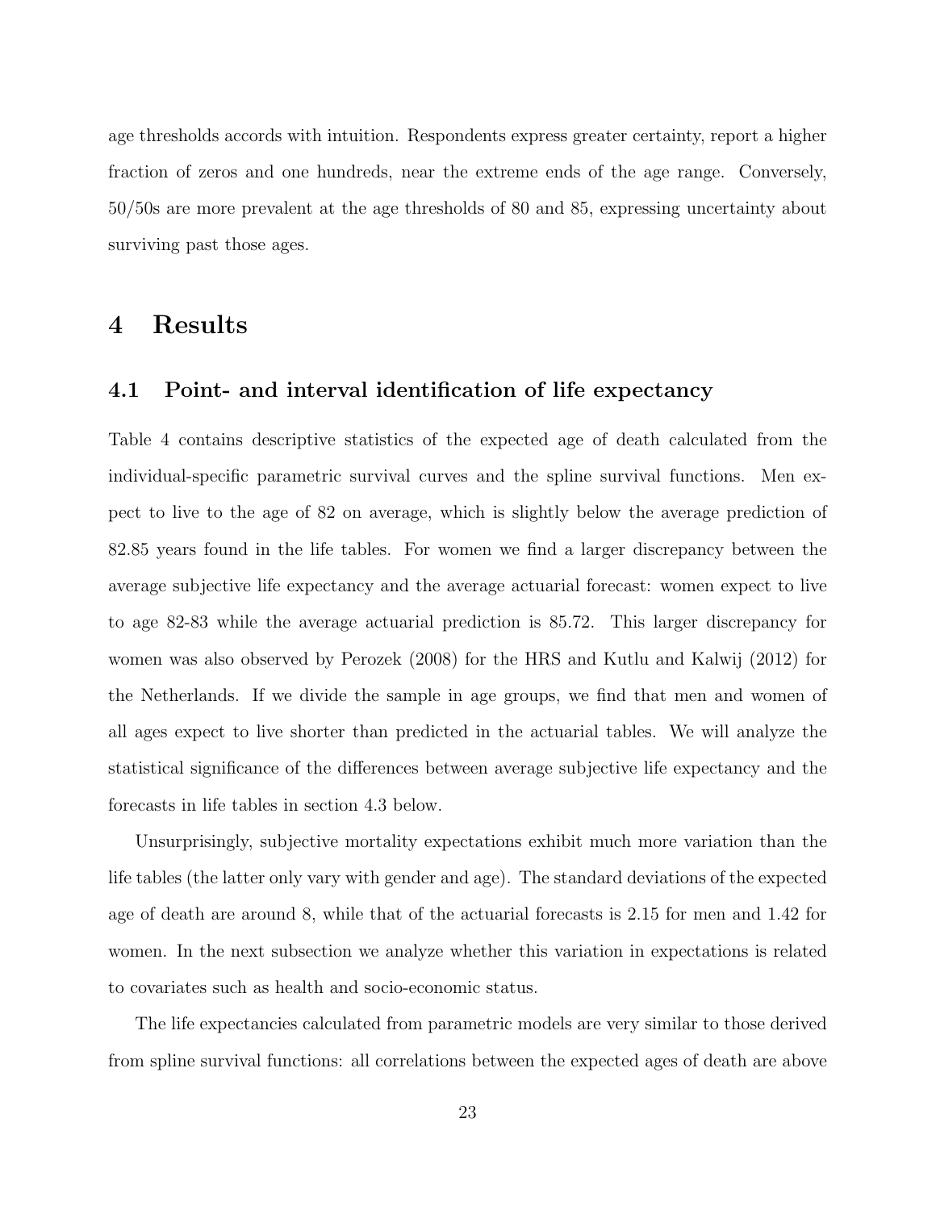age thresholds accords with intuition. Respondents express greater certainty, report a higher fraction of zeros and one hundreds, near the extreme ends of the age range. Conversely, 50/50s are more prevalent at the age thresholds of 80 and 85, expressing uncertainty about surviving past those ages.

# 4 Results

## 4.1 Point- and interval identification of life expectancy

Table 4 contains descriptive statistics of the expected age of death calculated from the individual-specific parametric survival curves and the spline survival functions. Men expect to live to the age of 82 on average, which is slightly below the average prediction of 82.85 years found in the life tables. For women we find a larger discrepancy between the average subjective life expectancy and the average actuarial forecast: women expect to live to age 82-83 while the average actuarial prediction is 85.72. This larger discrepancy for women was also observed by Perozek (2008) for the HRS and Kutlu and Kalwij (2012) for the Netherlands. If we divide the sample in age groups, we find that men and women of all ages expect to live shorter than predicted in the actuarial tables. We will analyze the statistical significance of the differences between average subjective life expectancy and the forecasts in life tables in section 4.3 below.

Unsurprisingly, subjective mortality expectations exhibit much more variation than the life tables (the latter only vary with gender and age). The standard deviations of the expected age of death are around 8, while that of the actuarial forecasts is 2.15 for men and 1.42 for women. In the next subsection we analyze whether this variation in expectations is related to covariates such as health and socio-economic status.

The life expectancies calculated from parametric models are very similar to those derived from spline survival functions: all correlations between the expected ages of death are above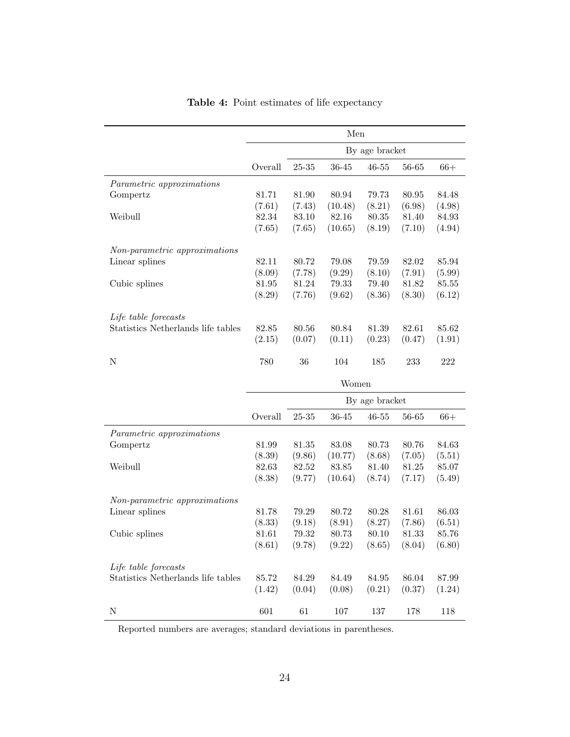**Table 4:** Point estimates of life expectancy

| | Men | | | | | |
|---|---|---|---|---|---|---|
| | | By age bracket | | | | |
| | Overall | 25-35 | 36-45 | 46-55 | 56-65 | 66+ |
| *Parametric approximations* | | | | | | |
| Gompertz | 81.71 | 81.90 | 80.94 | 79.73 | 80.95 | 84.48 |
| | (7.61) | (7.43) | (10.48) | (8.21) | (6.98) | (4.98) |
| Weibull | 82.34 | 83.10 | 82.16 | 80.35 | 81.40 | 84.93 |
| | (7.65) | (7.65) | (10.65) | (8.19) | (7.10) | (4.94) |
| *Non-parametric approximations* | | | | | | |
| Linear splines | 82.11 | 80.72 | 79.08 | 79.59 | 82.02 | 85.94 |
| | (8.09) | (7.78) | (9.29) | (8.10) | (7.91) | (5.99) |
| Cubic splines | 81.95 | 81.24 | 79.33 | 79.40 | 81.82 | 85.55 |
| | (8.29) | (7.76) | (9.62) | (8.36) | (8.30) | (6.12) |
| *Life table forecasts* | | | | | | |
| Statistics Netherlands life tables | 82.85 | 80.56 | 80.84 | 81.39 | 82.61 | 85.62 |
| | (2.15) | (0.07) | (0.11) | (0.23) | (0.47) | (1.91) |
| N | 780 | 36 | 104 | 185 | 233 | 222 |

| | Women | | | | | |
|---|---|---|---|---|---|---|
| | | By age bracket | | | | |
| | Overall | 25-35 | 36-45 | 46-55 | 56-65 | 66+ |
| *Parametric approximations* | | | | | | |
| Gompertz | 81.99 | 81.35 | 83.08 | 80.73 | 80.76 | 84.63 |
| | (8.39) | (9.86) | (10.77) | (8.68) | (7.05) | (5.51) |
| Weibull | 82.63 | 82.52 | 83.85 | 81.40 | 81.25 | 85.07 |
| | (8.38) | (9.77) | (10.64) | (8.74) | (7.17) | (5.49) |
| *Non-parametric approximations* | | | | | | |
| Linear splines | 81.78 | 79.29 | 80.72 | 80.28 | 81.61 | 86.03 |
| | (8.33) | (9.18) | (8.91) | (8.27) | (7.86) | (6.51) |
| Cubic splines | 81.61 | 79.32 | 80.73 | 80.10 | 81.33 | 85.76 |
| | (8.61) | (9.78) | (9.22) | (8.65) | (8.04) | (6.80) |
| *Life table forecasts* | | | | | | |
| Statistics Netherlands life tables | 85.72 | 84.29 | 84.49 | 84.95 | 86.04 | 87.99 |
| | (1.42) | (0.04) | (0.08) | (0.21) | (0.37) | (1.24) |
| N | 601 | 61 | 107 | 137 | 178 | 118 |

Reported numbers are averages; standard deviations in parentheses.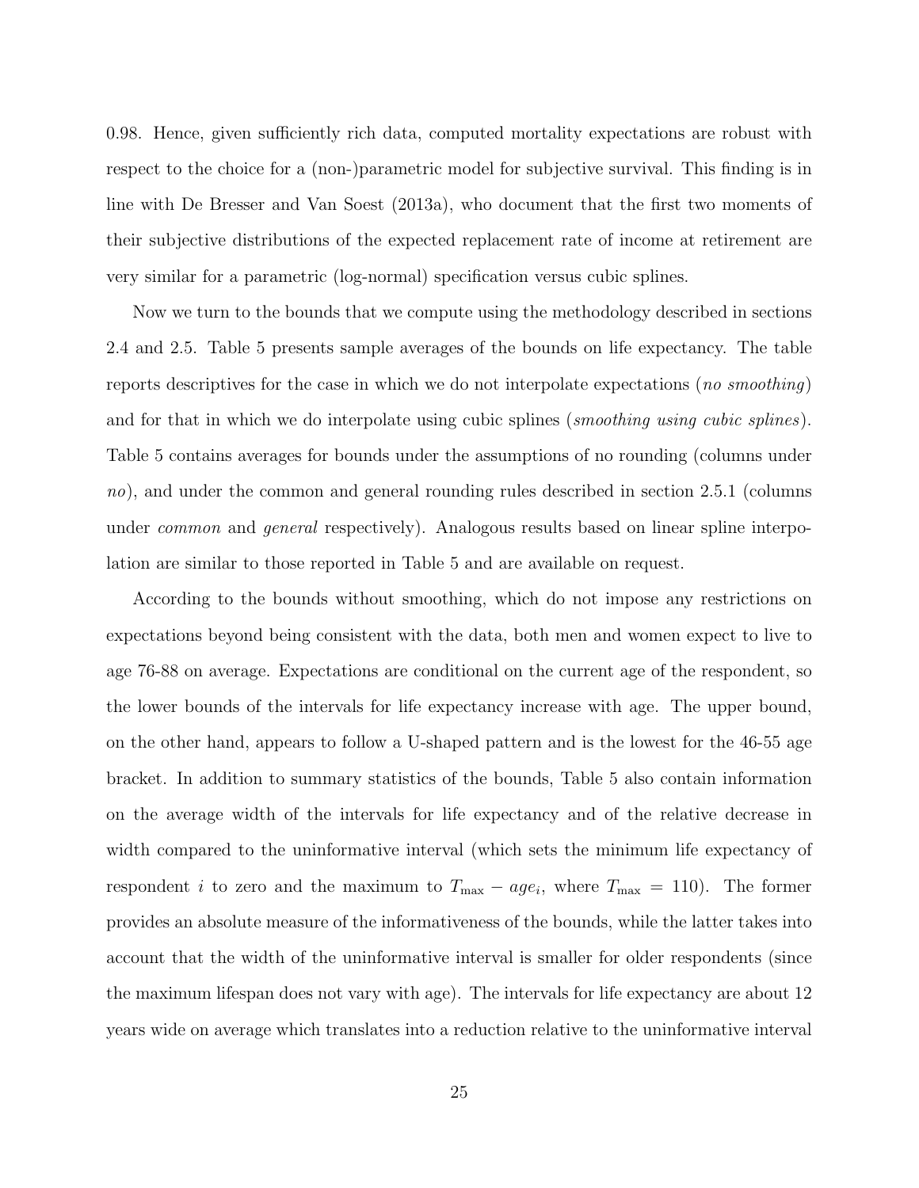0.98. Hence, given sufficiently rich data, computed mortality expectations are robust with respect to the choice for a (non-)parametric model for subjective survival. This finding is in line with De Bresser and Van Soest (2013a), who document that the first two moments of their subjective distributions of the expected replacement rate of income at retirement are very similar for a parametric (log-normal) specification versus cubic splines.

Now we turn to the bounds that we compute using the methodology described in sections 2.4 and 2.5. Table 5 presents sample averages of the bounds on life expectancy. The table reports descriptives for the case in which we do not interpolate expectations (*no smoothing*) and for that in which we do interpolate using cubic splines (*smoothing using cubic splines*). Table 5 contains averages for bounds under the assumptions of no rounding (columns under *no*), and under the common and general rounding rules described in section 2.5.1 (columns under *common* and *general* respectively). Analogous results based on linear spline interpolation are similar to those reported in Table 5 and are available on request.

According to the bounds without smoothing, which do not impose any restrictions on expectations beyond being consistent with the data, both men and women expect to live to age 76-88 on average. Expectations are conditional on the current age of the respondent, so the lower bounds of the intervals for life expectancy increase with age. The upper bound, on the other hand, appears to follow a U-shaped pattern and is the lowest for the 46-55 age bracket. In addition to summary statistics of the bounds, Table 5 also contain information on the average width of the intervals for life expectancy and of the relative decrease in width compared to the uninformative interval (which sets the minimum life expectancy of respondent $i$ to zero and the maximum to $T_{\max} - age_i$, where $T_{\max} = 110$). The former provides an absolute measure of the informativeness of the bounds, while the latter takes into account that the width of the uninformative interval is smaller for older respondents (since the maximum lifespan does not vary with age). The intervals for life expectancy are about 12 years wide on average which translates into a reduction relative to the uninformative interval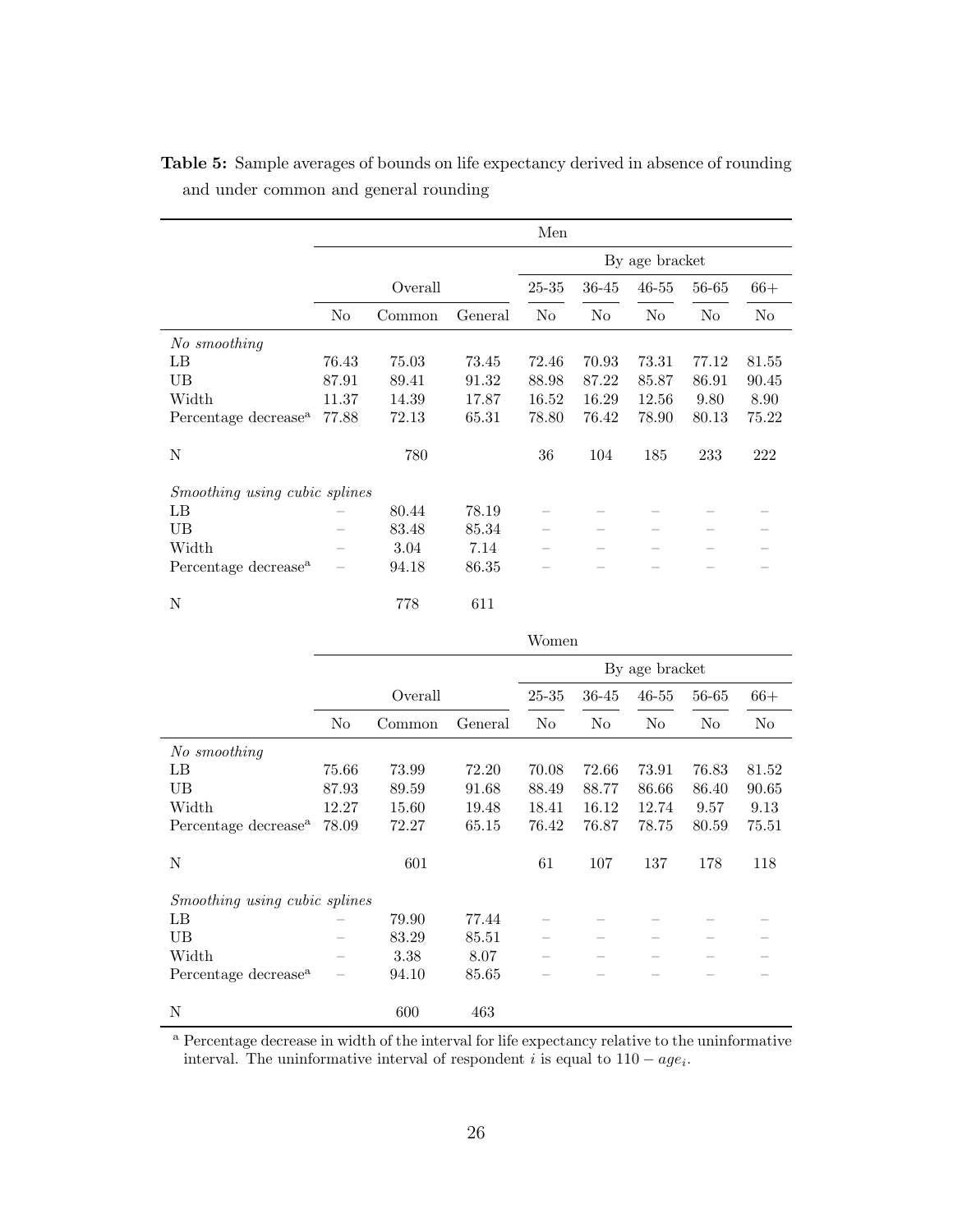**Table 5:** Sample averages of bounds on life expectancy derived in absence of rounding and under common and general rounding

| | Men | | | | | | | |
|---|---|---|---|---|---|---|---|---|
| | | | | By age bracket | | | | |
| | Overall | | | 25-35 | 36-45 | 46-55 | 56-65 | 66+ |
| | No | Common | General | No | No | No | No | No |
| *No smoothing* | | | | | | | | |
| LB | 76.43 | 75.03 | 73.45 | 72.46 | 70.93 | 73.31 | 77.12 | 81.55 |
| UB | 87.91 | 89.41 | 91.32 | 88.98 | 87.22 | 85.87 | 86.91 | 90.45 |
| Width | 11.37 | 14.39 | 17.87 | 16.52 | 16.29 | 12.56 | 9.80 | 8.90 |
| Percentage decrease[a] | 77.88 | 72.13 | 65.31 | 78.80 | 76.42 | 78.90 | 80.13 | 75.22 |
| N | | 780 | | 36 | 104 | 185 | 233 | 222 |
| *Smoothing using cubic splines* | | | | | | | | |
| LB | – | 80.44 | 78.19 | – | – | – | – | – |
| UB | – | 83.48 | 85.34 | – | – | – | – | – |
| Width | – | 3.04 | 7.14 | – | – | – | – | – |
| Percentage decrease[a] | – | 94.18 | 86.35 | – | – | – | – | – |
| N | | 778 | 611 | | | | | |

| | Women | | | | | | | |
|---|---|---|---|---|---|---|---|---|
| | | | | By age bracket | | | | |
| | Overall | | | 25-35 | 36-45 | 46-55 | 56-65 | 66+ |
| | No | Common | General | No | No | No | No | No |
| *No smoothing* | | | | | | | | |
| LB | 75.66 | 73.99 | 72.20 | 70.08 | 72.66 | 73.91 | 76.83 | 81.52 |
| UB | 87.93 | 89.59 | 91.68 | 88.49 | 88.77 | 86.66 | 86.40 | 90.65 |
| Width | 12.27 | 15.60 | 19.48 | 18.41 | 16.12 | 12.74 | 9.57 | 9.13 |
| Percentage decrease[a] | 78.09 | 72.27 | 65.15 | 76.42 | 76.87 | 78.75 | 80.59 | 75.51 |
| N | | 601 | | 61 | 107 | 137 | 178 | 118 |
| *Smoothing using cubic splines* | | | | | | | | |
| LB | – | 79.90 | 77.44 | – | – | – | – | – |
| UB | – | 83.29 | 85.51 | – | – | – | – | – |
| Width | – | 3.38 | 8.07 | – | – | – | – | – |
| Percentage decrease[a] | – | 94.10 | 85.65 | – | – | – | – | – |
| N | | 600 | 463 | | | | | |

[a] Percentage decrease in width of the interval for life expectancy relative to the uninformative interval. The uninformative interval of respondent $i$ is equal to $110 - age_i$.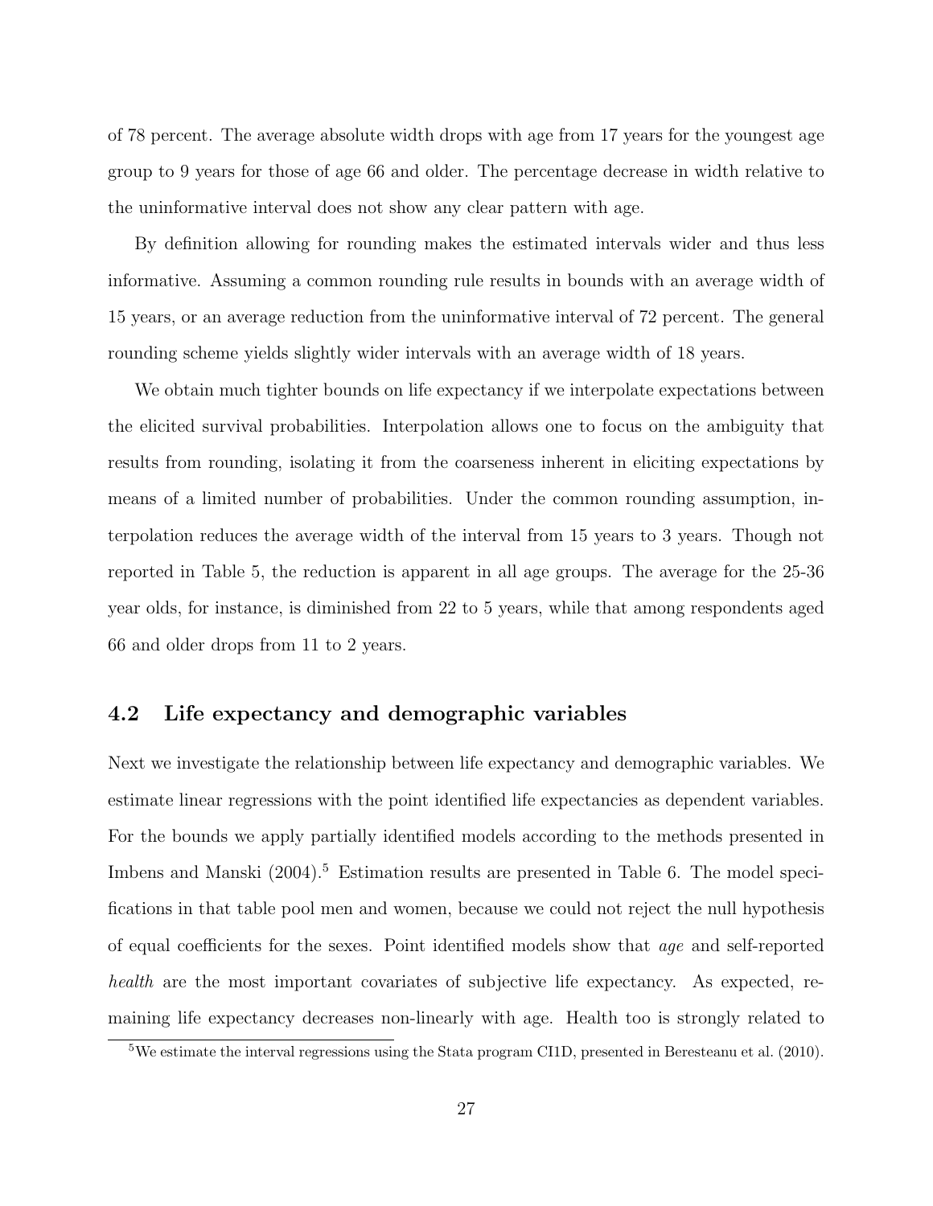of 78 percent. The average absolute width drops with age from 17 years for the youngest age group to 9 years for those of age 66 and older. The percentage decrease in width relative to the uninformative interval does not show any clear pattern with age.

By definition allowing for rounding makes the estimated intervals wider and thus less informative. Assuming a common rounding rule results in bounds with an average width of 15 years, or an average reduction from the uninformative interval of 72 percent. The general rounding scheme yields slightly wider intervals with an average width of 18 years.

We obtain much tighter bounds on life expectancy if we interpolate expectations between the elicited survival probabilities. Interpolation allows one to focus on the ambiguity that results from rounding, isolating it from the coarseness inherent in eliciting expectations by means of a limited number of probabilities. Under the common rounding assumption, interpolation reduces the average width of the interval from 15 years to 3 years. Though not reported in Table 5, the reduction is apparent in all age groups. The average for the 25-36 year olds, for instance, is diminished from 22 to 5 years, while that among respondents aged 66 and older drops from 11 to 2 years.

## 4.2 Life expectancy and demographic variables

Next we investigate the relationship between life expectancy and demographic variables. We estimate linear regressions with the point identified life expectancies as dependent variables. For the bounds we apply partially identified models according to the methods presented in Imbens and Manski (2004).[5] Estimation results are presented in Table 6. The model specifications in that table pool men and women, because we could not reject the null hypothesis of equal coefficients for the sexes. Point identified models show that *age* and self-reported *health* are the most important covariates of subjective life expectancy. As expected, remaining life expectancy decreases non-linearly with age. Health too is strongly related to

[5] We estimate the interval regressions using the Stata program CI1D, presented in Beresteanu et al. (2010).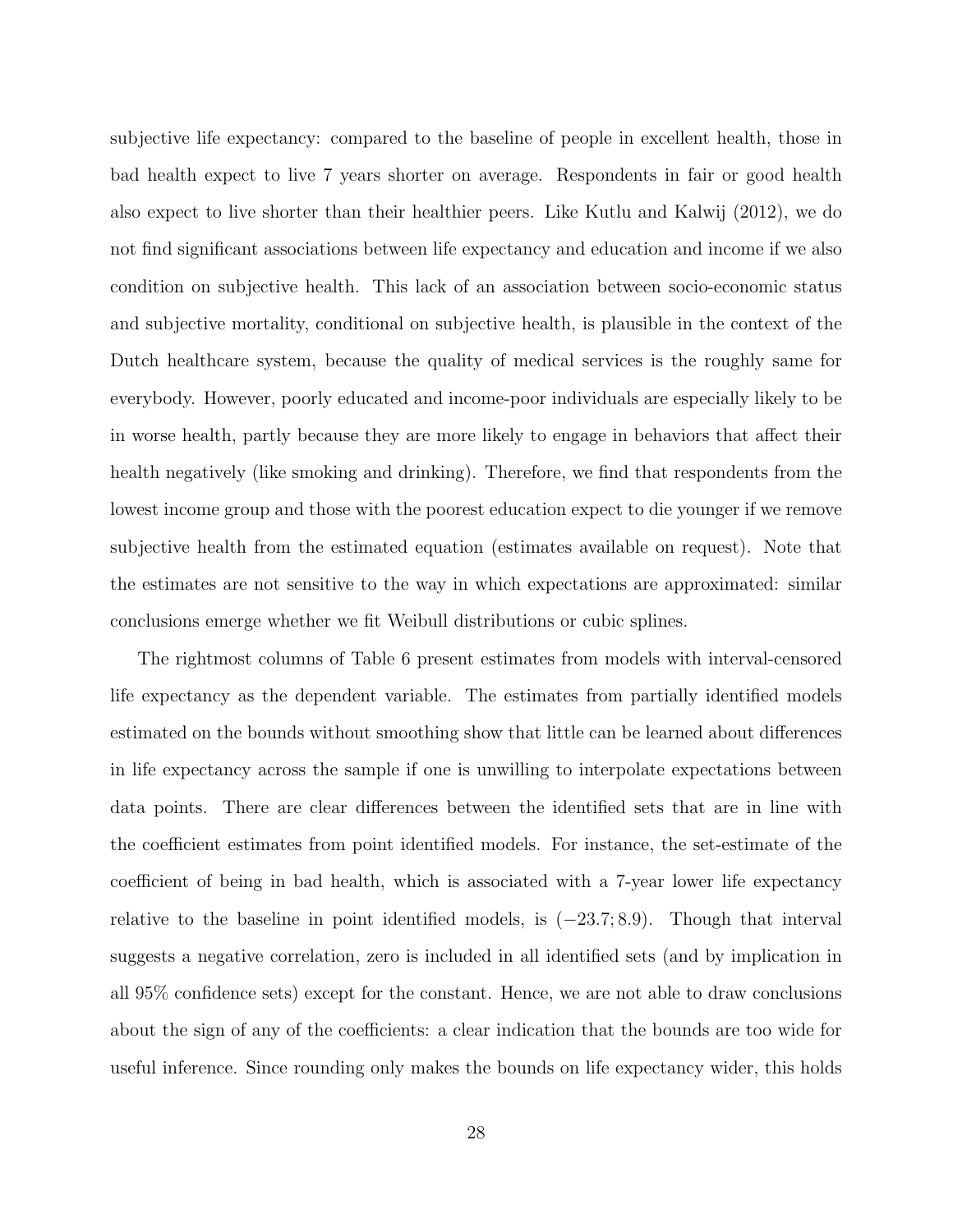subjective life expectancy: compared to the baseline of people in excellent health, those in bad health expect to live 7 years shorter on average. Respondents in fair or good health also expect to live shorter than their healthier peers. Like Kutlu and Kalwij (2012), we do not find significant associations between life expectancy and education and income if we also condition on subjective health. This lack of an association between socio-economic status and subjective mortality, conditional on subjective health, is plausible in the context of the Dutch healthcare system, because the quality of medical services is the roughly same for everybody. However, poorly educated and income-poor individuals are especially likely to be in worse health, partly because they are more likely to engage in behaviors that affect their health negatively (like smoking and drinking). Therefore, we find that respondents from the lowest income group and those with the poorest education expect to die younger if we remove subjective health from the estimated equation (estimates available on request). Note that the estimates are not sensitive to the way in which expectations are approximated: similar conclusions emerge whether we fit Weibull distributions or cubic splines.

The rightmost columns of Table 6 present estimates from models with interval-censored life expectancy as the dependent variable. The estimates from partially identified models estimated on the bounds without smoothing show that little can be learned about differences in life expectancy across the sample if one is unwilling to interpolate expectations between data points. There are clear differences between the identified sets that are in line with the coefficient estimates from point identified models. For instance, the set-estimate of the coefficient of being in bad health, which is associated with a 7-year lower life expectancy relative to the baseline in point identified models, is $(-23.7; 8.9)$. Though that interval suggests a negative correlation, zero is included in all identified sets (and by implication in all 95% confidence sets) except for the constant. Hence, we are not able to draw conclusions about the sign of any of the coefficients: a clear indication that the bounds are too wide for useful inference. Since rounding only makes the bounds on life expectancy wider, this holds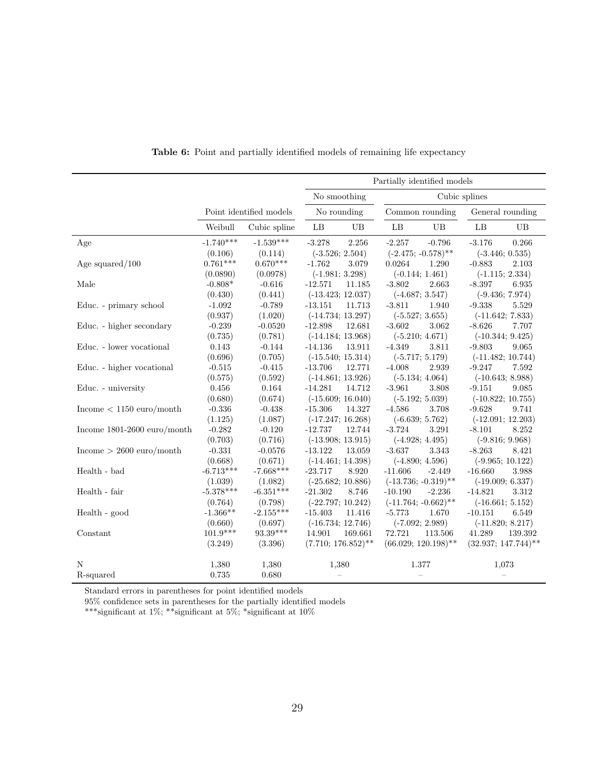**Table 6:** Point and partially identified models of remaining life expectancy

| | Point identified models | | Partially identified models | | | | | |
|---|---|---|---|---|---|---|---|---|
| | | | No smoothing | | Cubic splines | | | |
| | | | No rounding | | Common rounding | | General rounding | |
| | Weibull | Cubic spline | LB | UB | LB | UB | LB | UB |
| Age | -1.740*** | -1.539*** | -3.278 | 2.256 | -2.257 | -0.796 | -3.176 | 0.266 |
| | (0.106) | (0.114) | (-3.526; 2.504) | | (-2.475; -0.578)** | | (-3.446; 0.535) | |
| Age squared/100 | 0.761*** | 0.670*** | -1.762 | 3.079 | 0.0264 | 1.290 | -0.883 | 2.103 |
| | (0.0890) | (0.0978) | (-1.981; 3.298) | | (-0.144; 1.461) | | (-1.115; 2.334) | |
| Male | -0.808* | -0.616 | -12.571 | 11.185 | -3.802 | 2.663 | -8.397 | 6.935 |
| | (0.430) | (0.441) | (-13.423; 12.037) | | (-4.687; 3.547) | | (-9.436; 7.974) | |
| Educ. - primary school | -1.092 | -0.789 | -13.151 | 11.713 | -3.811 | 1.940 | -9.338 | 5.529 |
| | (0.937) | (1.020) | (-14.734; 13.297) | | (-5.527; 3.655) | | (-11.642; 7.833) | |
| Educ. - higher secondary | -0.239 | -0.0520 | -12.898 | 12.681 | -3.602 | 3.062 | -8.626 | 7.707 |
| | (0.735) | (0.781) | (-14.184; 13.968) | | (-5.210; 4.671) | | (-10.344; 9.425) | |
| Educ. - lower vocational | 0.143 | -0.144 | -14.136 | 13.911 | -4.349 | 3.811 | -9.803 | 9.065 |
| | (0.696) | (0.705) | (-15.540; 15.314) | | (-5.717; 5.179) | | (-11.482; 10.744) | |
| Educ. - higher vocational | -0.515 | -0.415 | -13.706 | 12.771 | -4.008 | 2.939 | -9.247 | 7.592 |
| | (0.575) | (0.592) | (-14.861; 13.926) | | (-5.134; 4.064) | | (-10.643; 8.988) | |
| Educ. - university | 0.456 | 0.164 | -14.281 | 14.712 | -3.961 | 3.808 | -9.151 | 9.085 |
| | (0.680) | (0.674) | (-15.609; 16.040) | | (-5.192; 5.039) | | (-10.822; 10.755) | |
| Income < 1150 euro/month | -0.336 | -0.438 | -15.306 | 14.327 | -4.586 | 3.708 | -9.628 | 9.741 |
| | (1.125) | (1.087) | (-17.247; 16.268) | | (-6.639; 5.762) | | (-12.091; 12.203) | |
| Income 1801-2600 euro/month | -0.282 | -0.120 | -12.737 | 12.744 | -3.724 | 3.291 | -8.101 | 8.252 |
| | (0.703) | (0.716) | (-13.908; 13.915) | | (-4.928; 4.495) | | (-9.816; 9.968) | |
| Income > 2600 euro/month | -0.331 | -0.0576 | -13.122 | 13.059 | -3.637 | 3.343 | -8.263 | 8.421 |
| | (0.668) | (0.671) | (-14.461; 14.398) | | (-4.890; 4.596) | | (-9.965; 10.122) | |
| Health - bad | -6.713*** | -7.668*** | -23.717 | 8.920 | -11.606 | -2.449 | -16.660 | 3.988 |
| | (1.039) | (1.082) | (-25.682; 10.886) | | (-13.736; -0.319)** | | (-19.009; 6.337) | |
| Health - fair | -5.378*** | -6.351*** | -21.302 | 8.746 | -10.190 | -2.236 | -14.821 | 3.312 |
| | (0.764) | (0.798) | (-22.797; 10.242) | | (-11.764; -0.662)** | | (-16.661; 5.152) | |
| Health - good | -1.366** | -2.155*** | -15.403 | 11.416 | -5.773 | 1.670 | -10.151 | 6.549 |
| | (0.660) | (0.697) | (-16.734; 12.746) | | (-7.092; 2.989) | | (-11.820; 8.217) | |
| Constant | 101.9*** | 93.39*** | 14.901 | 169.661 | 72.721 | 113.506 | 41.289 | 139.392 |
| | (3.249) | (3.396) | (7.710; 176.852)** | | (66.029; 120.198)** | | (32.937; 147.744)** | |
| N | 1,380 | 1,380 | 1,380 | | 1.377 | | 1,073 | |
| R-squared | 0.735 | 0.680 | – | | – | | – | |

Standard errors in parentheses for point identified models

95% confidence sets in parentheses for the partially identified models

***significant at 1%; **significant at 5%; *significant at 10%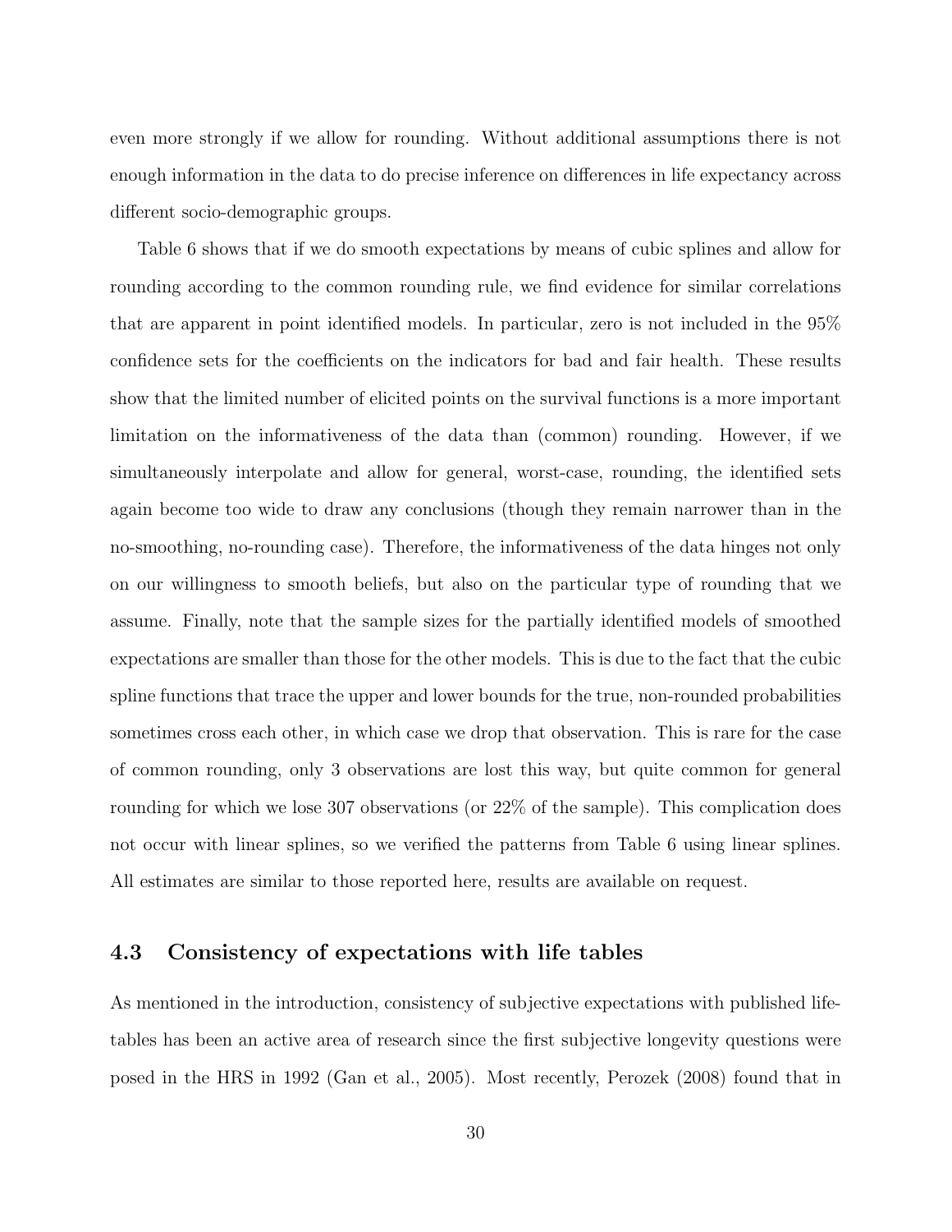even more strongly if we allow for rounding. Without additional assumptions there is not enough information in the data to do precise inference on differences in life expectancy across different socio-demographic groups.

Table 6 shows that if we do smooth expectations by means of cubic splines and allow for rounding according to the common rounding rule, we find evidence for similar correlations that are apparent in point identified models. In particular, zero is not included in the 95% confidence sets for the coefficients on the indicators for bad and fair health. These results show that the limited number of elicited points on the survival functions is a more important limitation on the informativeness of the data than (common) rounding. However, if we simultaneously interpolate and allow for general, worst-case, rounding, the identified sets again become too wide to draw any conclusions (though they remain narrower than in the no-smoothing, no-rounding case). Therefore, the informativeness of the data hinges not only on our willingness to smooth beliefs, but also on the particular type of rounding that we assume. Finally, note that the sample sizes for the partially identified models of smoothed expectations are smaller than those for the other models. This is due to the fact that the cubic spline functions that trace the upper and lower bounds for the true, non-rounded probabilities sometimes cross each other, in which case we drop that observation. This is rare for the case of common rounding, only 3 observations are lost this way, but quite common for general rounding for which we lose 307 observations (or 22% of the sample). This complication does not occur with linear splines, so we verified the patterns from Table 6 using linear splines. All estimates are similar to those reported here, results are available on request.

### 4.3 Consistency of expectations with life tables

As mentioned in the introduction, consistency of subjective expectations with published life-tables has been an active area of research since the first subjective longevity questions were posed in the HRS in 1992 (Gan et al., 2005). Most recently, Perozek (2008) found that in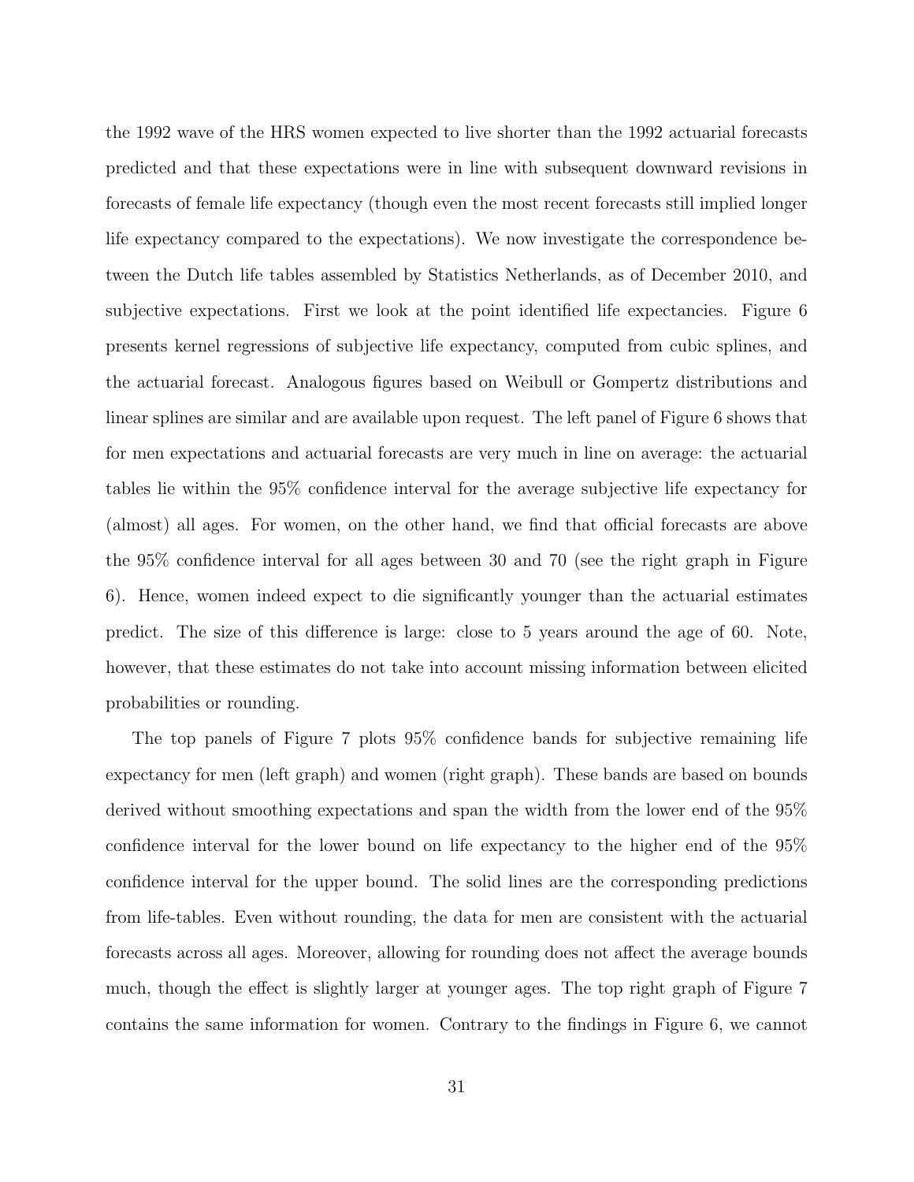the 1992 wave of the HRS women expected to live shorter than the 1992 actuarial forecasts predicted and that these expectations were in line with subsequent downward revisions in forecasts of female life expectancy (though even the most recent forecasts still implied longer life expectancy compared to the expectations). We now investigate the correspondence between the Dutch life tables assembled by Statistics Netherlands, as of December 2010, and subjective expectations. First we look at the point identified life expectancies. Figure 6 presents kernel regressions of subjective life expectancy, computed from cubic splines, and the actuarial forecast. Analogous figures based on Weibull or Gompertz distributions and linear splines are similar and are available upon request. The left panel of Figure 6 shows that for men expectations and actuarial forecasts are very much in line on average: the actuarial tables lie within the 95% confidence interval for the average subjective life expectancy for (almost) all ages. For women, on the other hand, we find that official forecasts are above the 95% confidence interval for all ages between 30 and 70 (see the right graph in Figure 6). Hence, women indeed expect to die significantly younger than the actuarial estimates predict. The size of this difference is large: close to 5 years around the age of 60. Note, however, that these estimates do not take into account missing information between elicited probabilities or rounding.

The top panels of Figure 7 plots 95% confidence bands for subjective remaining life expectancy for men (left graph) and women (right graph). These bands are based on bounds derived without smoothing expectations and span the width from the lower end of the 95% confidence interval for the lower bound on life expectancy to the higher end of the 95% confidence interval for the upper bound. The solid lines are the corresponding predictions from life-tables. Even without rounding, the data for men are consistent with the actuarial forecasts across all ages. Moreover, allowing for rounding does not affect the average bounds much, though the effect is slightly larger at younger ages. The top right graph of Figure 7 contains the same information for women. Contrary to the findings in Figure 6, we cannot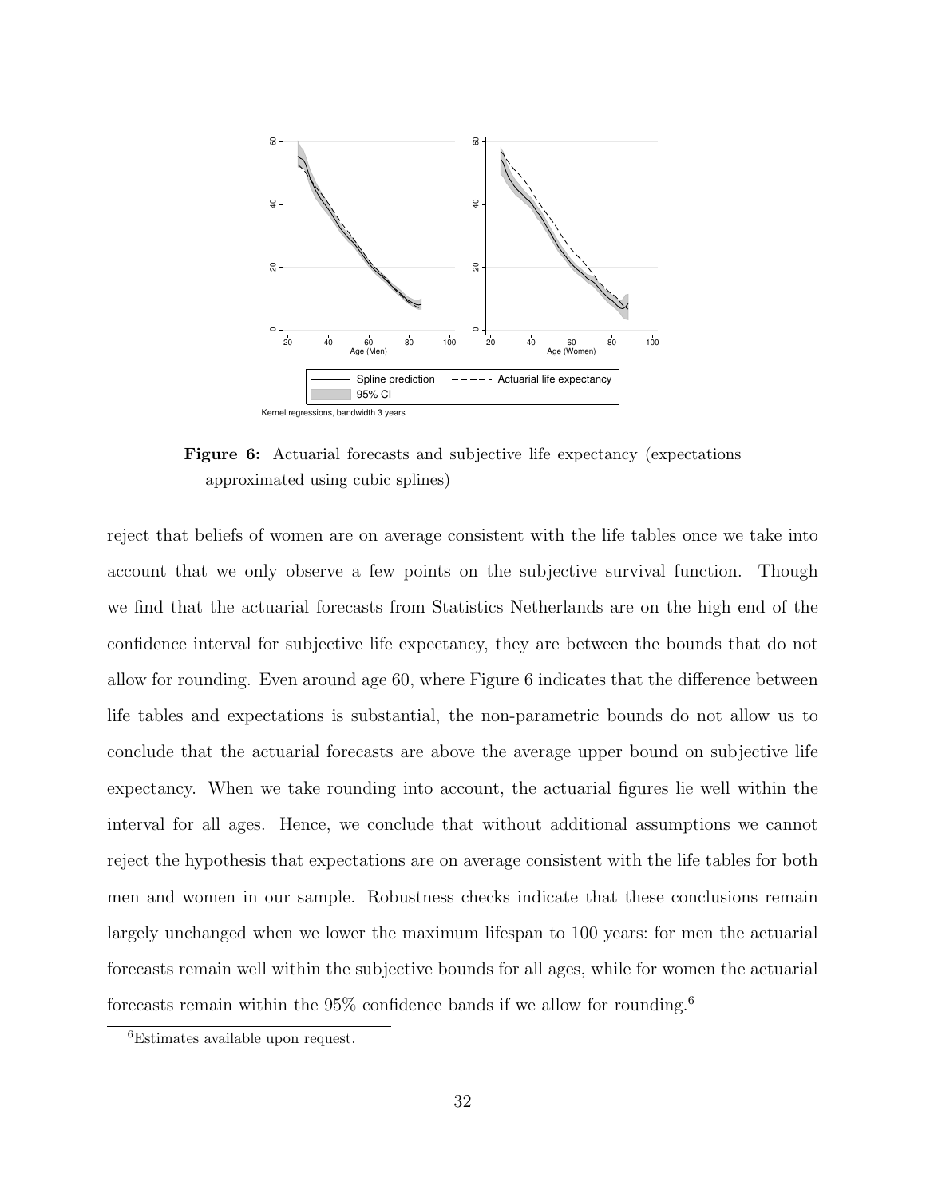**Figure 6:** Actuarial forecasts and subjective life expectancy (expectations approximated using cubic splines)

reject that beliefs of women are on average consistent with the life tables once we take into account that we only observe a few points on the subjective survival function. Though we find that the actuarial forecasts from Statistics Netherlands are on the high end of the confidence interval for subjective life expectancy, they are between the bounds that do not allow for rounding. Even around age 60, where Figure 6 indicates that the difference between life tables and expectations is substantial, the non-parametric bounds do not allow us to conclude that the actuarial forecasts are above the average upper bound on subjective life expectancy. When we take rounding into account, the actuarial figures lie well within the interval for all ages. Hence, we conclude that without additional assumptions we cannot reject the hypothesis that expectations are on average consistent with the life tables for both men and women in our sample. Robustness checks indicate that these conclusions remain largely unchanged when we lower the maximum lifespan to 100 years: for men the actuarial forecasts remain well within the subjective bounds for all ages, while for women the actuarial forecasts remain within the 95% confidence bands if we allow for rounding.[6]

[6]Estimates available upon request.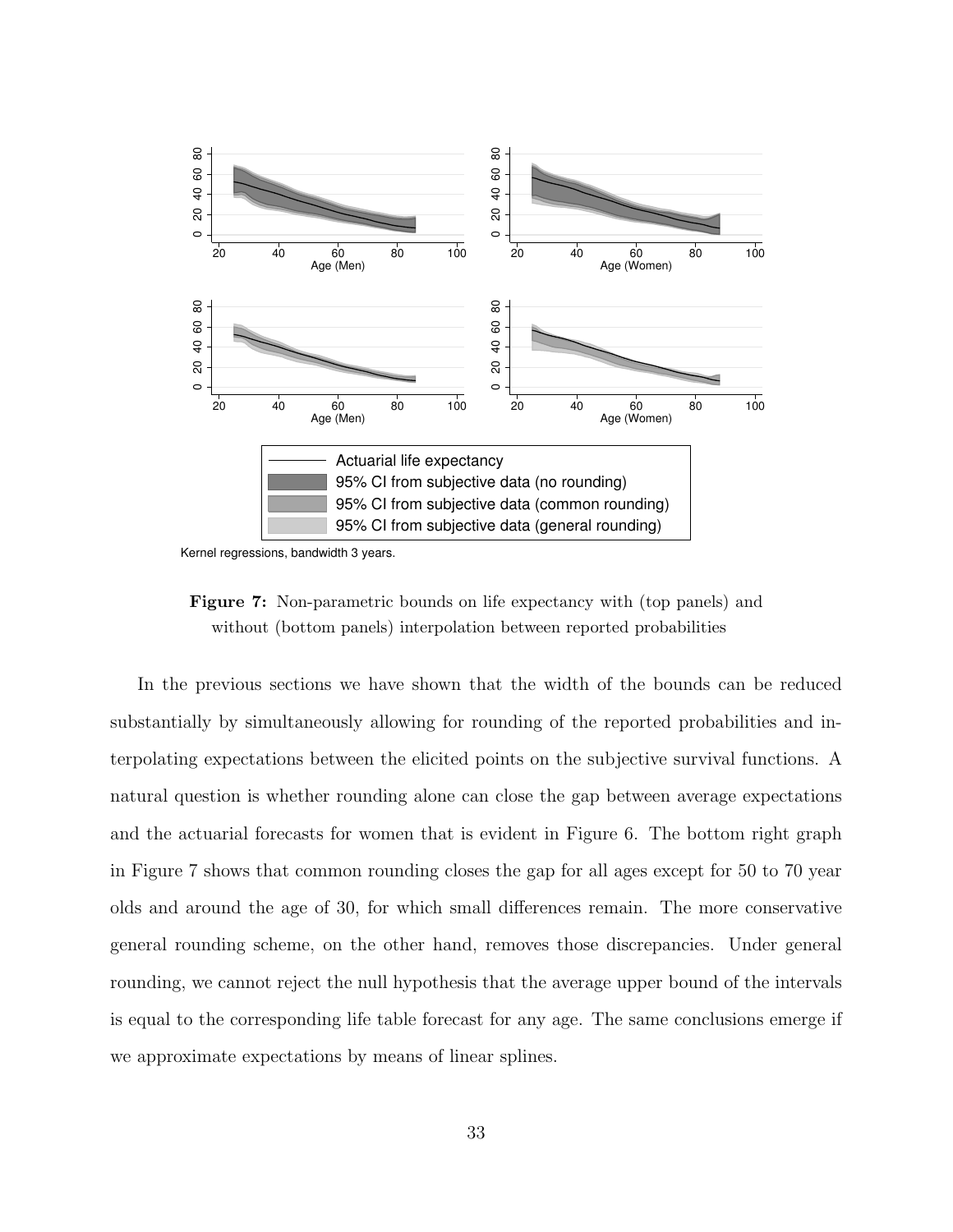Kernel regressions, bandwidth 3 years.

**Figure 7:** Non-parametric bounds on life expectancy with (top panels) and without (bottom panels) interpolation between reported probabilities

In the previous sections we have shown that the width of the bounds can be reduced substantially by simultaneously allowing for rounding of the reported probabilities and interpolating expectations between the elicited points on the subjective survival functions. A natural question is whether rounding alone can close the gap between average expectations and the actuarial forecasts for women that is evident in Figure 6. The bottom right graph in Figure 7 shows that common rounding closes the gap for all ages except for 50 to 70 year olds and around the age of 30, for which small differences remain. The more conservative general rounding scheme, on the other hand, removes those discrepancies. Under general rounding, we cannot reject the null hypothesis that the average upper bound of the intervals is equal to the corresponding life table forecast for any age. The same conclusions emerge if we approximate expectations by means of linear splines.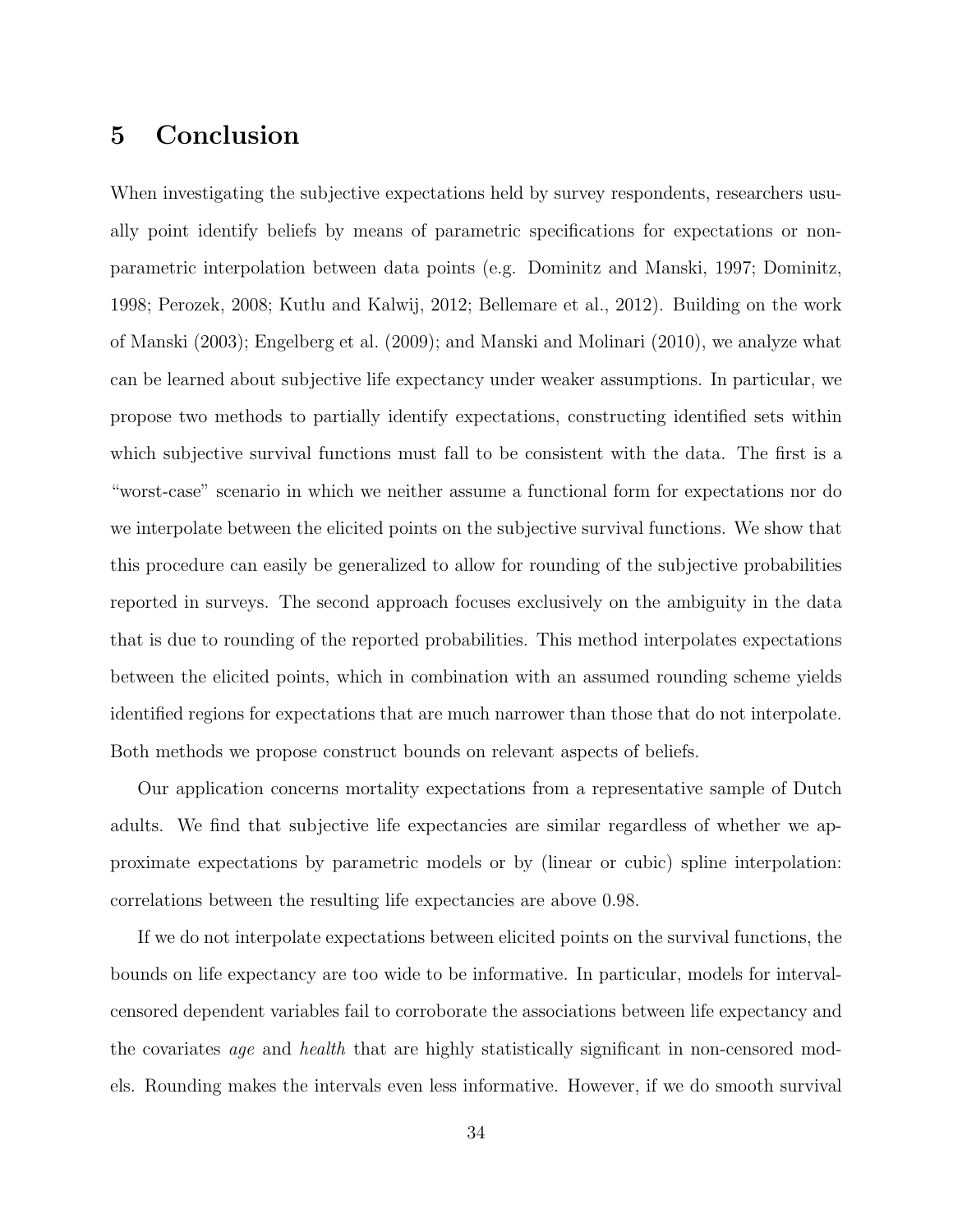# 5 Conclusion

When investigating the subjective expectations held by survey respondents, researchers usually point identify beliefs by means of parametric specifications for expectations or non-parametric interpolation between data points (e.g. Dominitz and Manski, 1997; Dominitz, 1998; Perozek, 2008; Kutlu and Kalwij, 2012; Bellemare et al., 2012). Building on the work of Manski (2003); Engelberg et al. (2009); and Manski and Molinari (2010), we analyze what can be learned about subjective life expectancy under weaker assumptions. In particular, we propose two methods to partially identify expectations, constructing identified sets within which subjective survival functions must fall to be consistent with the data. The first is a "worst-case" scenario in which we neither assume a functional form for expectations nor do we interpolate between the elicited points on the subjective survival functions. We show that this procedure can easily be generalized to allow for rounding of the subjective probabilities reported in surveys. The second approach focuses exclusively on the ambiguity in the data that is due to rounding of the reported probabilities. This method interpolates expectations between the elicited points, which in combination with an assumed rounding scheme yields identified regions for expectations that are much narrower than those that do not interpolate. Both methods we propose construct bounds on relevant aspects of beliefs.

Our application concerns mortality expectations from a representative sample of Dutch adults. We find that subjective life expectancies are similar regardless of whether we approximate expectations by parametric models or by (linear or cubic) spline interpolation: correlations between the resulting life expectancies are above 0.98.

If we do not interpolate expectations between elicited points on the survival functions, the bounds on life expectancy are too wide to be informative. In particular, models for interval-censored dependent variables fail to corroborate the associations between life expectancy and the covariates *age* and *health* that are highly statistically significant in non-censored models. Rounding makes the intervals even less informative. However, if we do smooth survival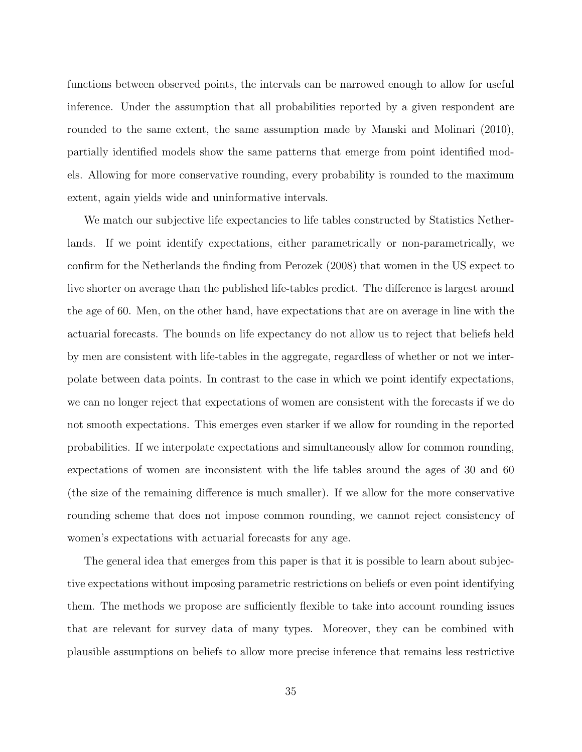functions between observed points, the intervals can be narrowed enough to allow for useful inference. Under the assumption that all probabilities reported by a given respondent are rounded to the same extent, the same assumption made by Manski and Molinari (2010), partially identified models show the same patterns that emerge from point identified models. Allowing for more conservative rounding, every probability is rounded to the maximum extent, again yields wide and uninformative intervals.

We match our subjective life expectancies to life tables constructed by Statistics Netherlands. If we point identify expectations, either parametrically or non-parametrically, we confirm for the Netherlands the finding from Perozek (2008) that women in the US expect to live shorter on average than the published life-tables predict. The difference is largest around the age of 60. Men, on the other hand, have expectations that are on average in line with the actuarial forecasts. The bounds on life expectancy do not allow us to reject that beliefs held by men are consistent with life-tables in the aggregate, regardless of whether or not we interpolate between data points. In contrast to the case in which we point identify expectations, we can no longer reject that expectations of women are consistent with the forecasts if we do not smooth expectations. This emerges even starker if we allow for rounding in the reported probabilities. If we interpolate expectations and simultaneously allow for common rounding, expectations of women are inconsistent with the life tables around the ages of 30 and 60 (the size of the remaining difference is much smaller). If we allow for the more conservative rounding scheme that does not impose common rounding, we cannot reject consistency of women's expectations with actuarial forecasts for any age.

The general idea that emerges from this paper is that it is possible to learn about subjective expectations without imposing parametric restrictions on beliefs or even point identifying them. The methods we propose are sufficiently flexible to take into account rounding issues that are relevant for survey data of many types. Moreover, they can be combined with plausible assumptions on beliefs to allow more precise inference that remains less restrictive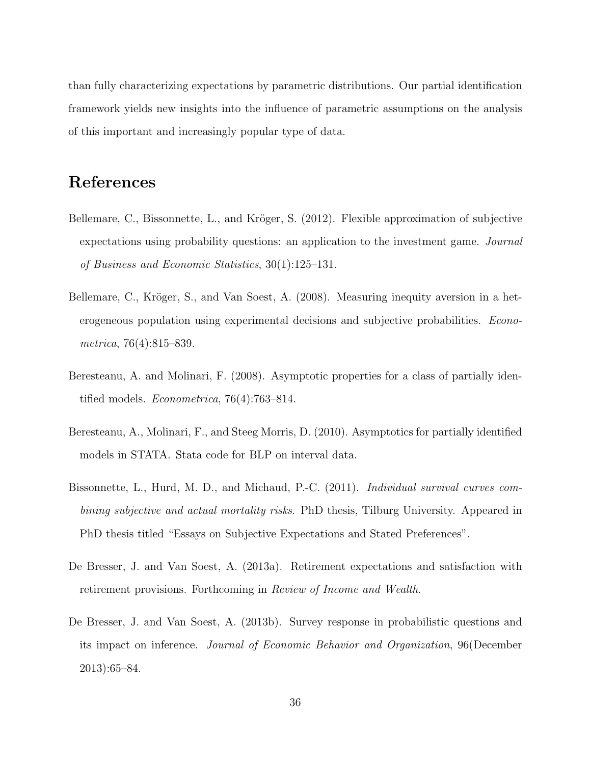than fully characterizing expectations by parametric distributions. Our partial identification framework yields new insights into the influence of parametric assumptions on the analysis of this important and increasingly popular type of data.

# References

Bellemare, C., Bissonnette, L., and Kröger, S. (2012). Flexible approximation of subjective expectations using probability questions: an application to the investment game. *Journal of Business and Economic Statistics*, 30(1):125–131.

Bellemare, C., Kröger, S., and Van Soest, A. (2008). Measuring inequity aversion in a heterogeneous population using experimental decisions and subjective probabilities. *Econometrica*, 76(4):815–839.

Beresteanu, A. and Molinari, F. (2008). Asymptotic properties for a class of partially identified models. *Econometrica*, 76(4):763–814.

Beresteanu, A., Molinari, F., and Steeg Morris, D. (2010). Asymptotics for partially identified models in STATA. Stata code for BLP on interval data.

Bissonnette, L., Hurd, M. D., and Michaud, P.-C. (2011). *Individual survival curves combining subjective and actual mortality risks*. PhD thesis, Tilburg University. Appeared in PhD thesis titled "Essays on Subjective Expectations and Stated Preferences".

De Bresser, J. and Van Soest, A. (2013a). Retirement expectations and satisfaction with retirement provisions. Forthcoming in *Review of Income and Wealth*.

De Bresser, J. and Van Soest, A. (2013b). Survey response in probabilistic questions and its impact on inference. *Journal of Economic Behavior and Organization*, 96(December 2013):65–84.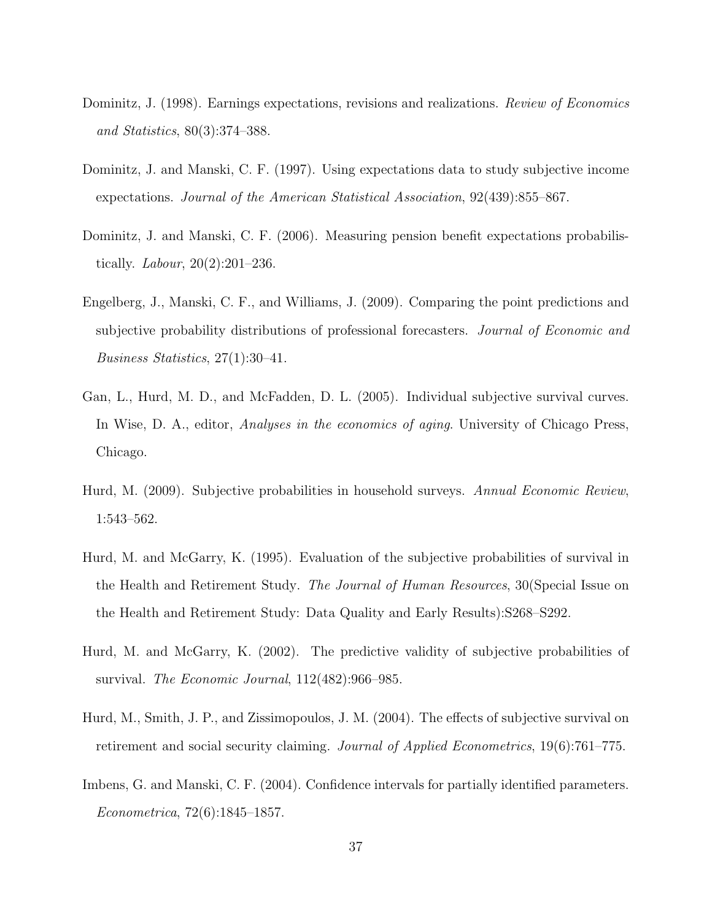Dominitz, J. (1998). Earnings expectations, revisions and realizations. *Review of Economics and Statistics*, 80(3):374–388.

Dominitz, J. and Manski, C. F. (1997). Using expectations data to study subjective income expectations. *Journal of the American Statistical Association*, 92(439):855–867.

Dominitz, J. and Manski, C. F. (2006). Measuring pension benefit expectations probabilistically. *Labour*, 20(2):201–236.

Engelberg, J., Manski, C. F., and Williams, J. (2009). Comparing the point predictions and subjective probability distributions of professional forecasters. *Journal of Economic and Business Statistics*, 27(1):30–41.

Gan, L., Hurd, M. D., and McFadden, D. L. (2005). Individual subjective survival curves. In Wise, D. A., editor, *Analyses in the economics of aging*. University of Chicago Press, Chicago.

Hurd, M. (2009). Subjective probabilities in household surveys. *Annual Economic Review*, 1:543–562.

Hurd, M. and McGarry, K. (1995). Evaluation of the subjective probabilities of survival in the Health and Retirement Study. *The Journal of Human Resources*, 30(Special Issue on the Health and Retirement Study: Data Quality and Early Results):S268–S292.

Hurd, M. and McGarry, K. (2002). The predictive validity of subjective probabilities of survival. *The Economic Journal*, 112(482):966–985.

Hurd, M., Smith, J. P., and Zissimopoulos, J. M. (2004). The effects of subjective survival on retirement and social security claiming. *Journal of Applied Econometrics*, 19(6):761–775.

Imbens, G. and Manski, C. F. (2004). Confidence intervals for partially identified parameters. *Econometrica*, 72(6):1845–1857.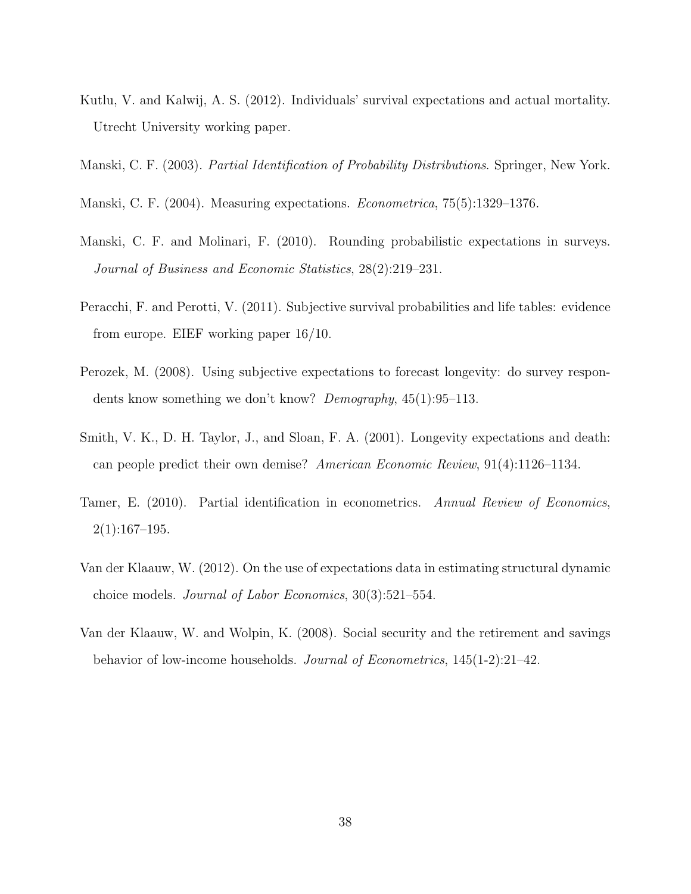Kutlu, V. and Kalwij, A. S. (2012). Individuals' survival expectations and actual mortality. Utrecht University working paper.

Manski, C. F. (2003). *Partial Identification of Probability Distributions*. Springer, New York.

Manski, C. F. (2004). Measuring expectations. *Econometrica*, 75(5):1329–1376.

Manski, C. F. and Molinari, F. (2010). Rounding probabilistic expectations in surveys. *Journal of Business and Economic Statistics*, 28(2):219–231.

Peracchi, F. and Perotti, V. (2011). Subjective survival probabilities and life tables: evidence from europe. EIEF working paper 16/10.

Perozek, M. (2008). Using subjective expectations to forecast longevity: do survey respondents know something we don't know? *Demography*, 45(1):95–113.

Smith, V. K., D. H. Taylor, J., and Sloan, F. A. (2001). Longevity expectations and death: can people predict their own demise? *American Economic Review*, 91(4):1126–1134.

Tamer, E. (2010). Partial identification in econometrics. *Annual Review of Economics*, 2(1):167–195.

Van der Klaauw, W. (2012). On the use of expectations data in estimating structural dynamic choice models. *Journal of Labor Economics*, 30(3):521–554.

Van der Klaauw, W. and Wolpin, K. (2008). Social security and the retirement and savings behavior of low-income households. *Journal of Econometrics*, 145(1-2):21–42.